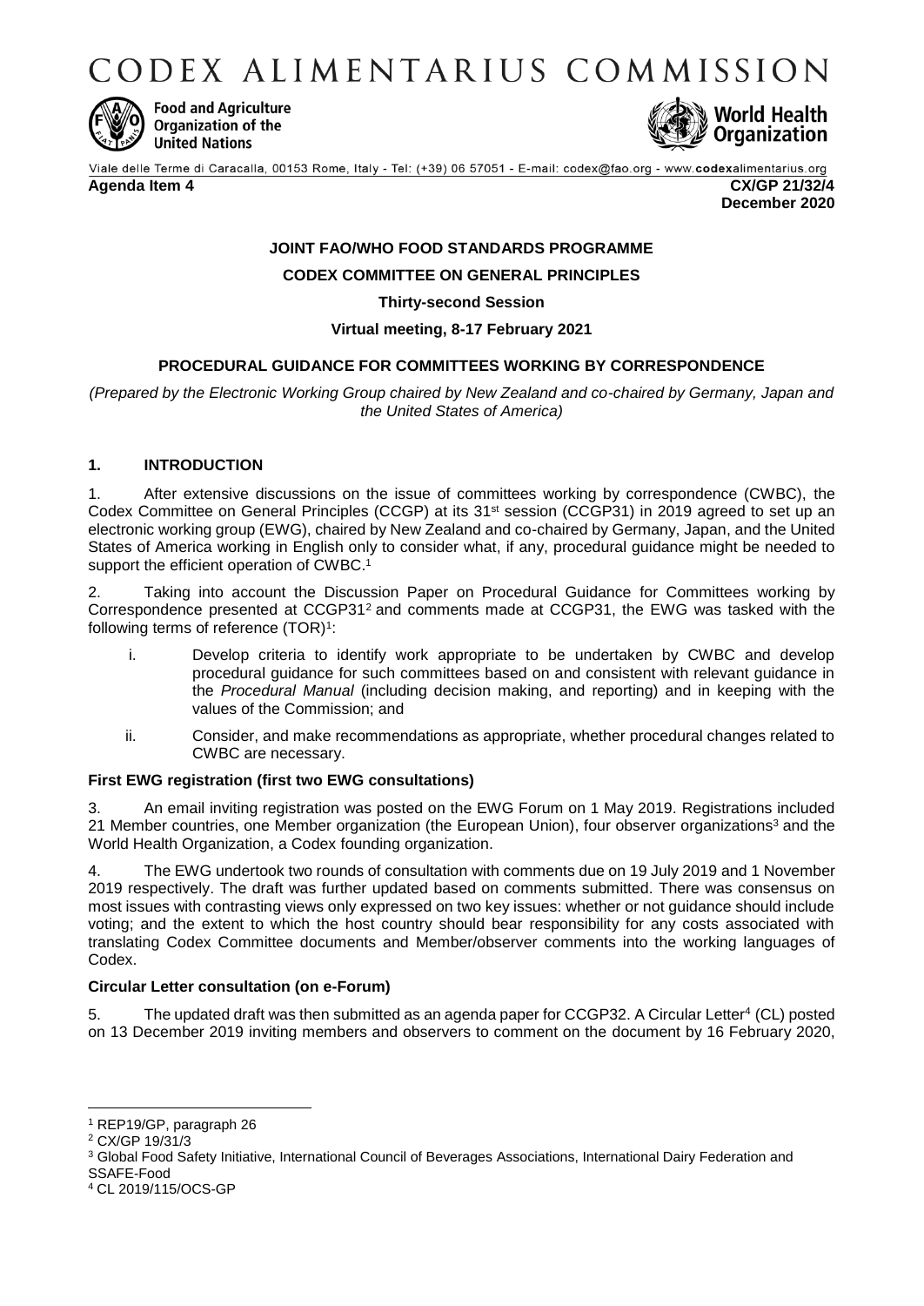# CODEX ALIMENTARIUS COMMISSION

Food and Agriculture Organization of the United Nations

World Health Organization

Viale delle Terme di Caracalla, 00153 Rome, Italy - Tel: (+39) 06 57051 - E-mail: codex@fao.org - www.codexalimentarius.org

**Agenda Item 4** **CX/GP 21/32/4**
**December 2020**

**JOINT FAO/WHO FOOD STANDARDS PROGRAMME**

**CODEX COMMITTEE ON GENERAL PRINCIPLES**

**Thirty-second Session**

**Virtual meeting, 8-17 February 2021**

**PROCEDURAL GUIDANCE FOR COMMITTEES WORKING BY CORRESPONDENCE**

*(Prepared by the Electronic Working Group chaired by New Zealand and co-chaired by Germany, Japan and the United States of America)*

## 1. INTRODUCTION

1. After extensive discussions on the issue of committees working by correspondence (CWBC), the Codex Committee on General Principles (CCGP) at its 31st session (CCGP31) in 2019 agreed to set up an electronic working group (EWG), chaired by New Zealand and co-chaired by Germany, Japan, and the United States of America working in English only to consider what, if any, procedural guidance might be needed to support the efficient operation of CWBC.[1]

2. Taking into account the Discussion Paper on Procedural Guidance for Committees working by Correspondence presented at CCGP31[2] and comments made at CCGP31, the EWG was tasked with the following terms of reference (TOR)[1]:

i. Develop criteria to identify work appropriate to be undertaken by CWBC and develop procedural guidance for such committees based on and consistent with relevant guidance in the *Procedural Manual* (including decision making, and reporting) and in keeping with the values of the Commission; and

ii. Consider, and make recommendations as appropriate, whether procedural changes related to CWBC are necessary.

### First EWG registration (first two EWG consultations)

3. An email inviting registration was posted on the EWG Forum on 1 May 2019. Registrations included 21 Member countries, one Member organization (the European Union), four observer organizations[3] and the World Health Organization, a Codex founding organization.

4. The EWG undertook two rounds of consultation with comments due on 19 July 2019 and 1 November 2019 respectively. The draft was further updated based on comments submitted. There was consensus on most issues with contrasting views only expressed on two key issues: whether or not guidance should include voting; and the extent to which the host country should bear responsibility for any costs associated with translating Codex Committee documents and Member/observer comments into the working languages of Codex.

### Circular Letter consultation (on e-Forum)

5. The updated draft was then submitted as an agenda paper for CCGP32. A Circular Letter[4] (CL) posted on 13 December 2019 inviting members and observers to comment on the document by 16 February 2020,

---

[1] REP19/GP, paragraph 26

[2] CX/GP 19/31/3

[3] Global Food Safety Initiative, International Council of Beverages Associations, International Dairy Federation and SSAFE-Food

[4] CL 2019/115/OCS-GP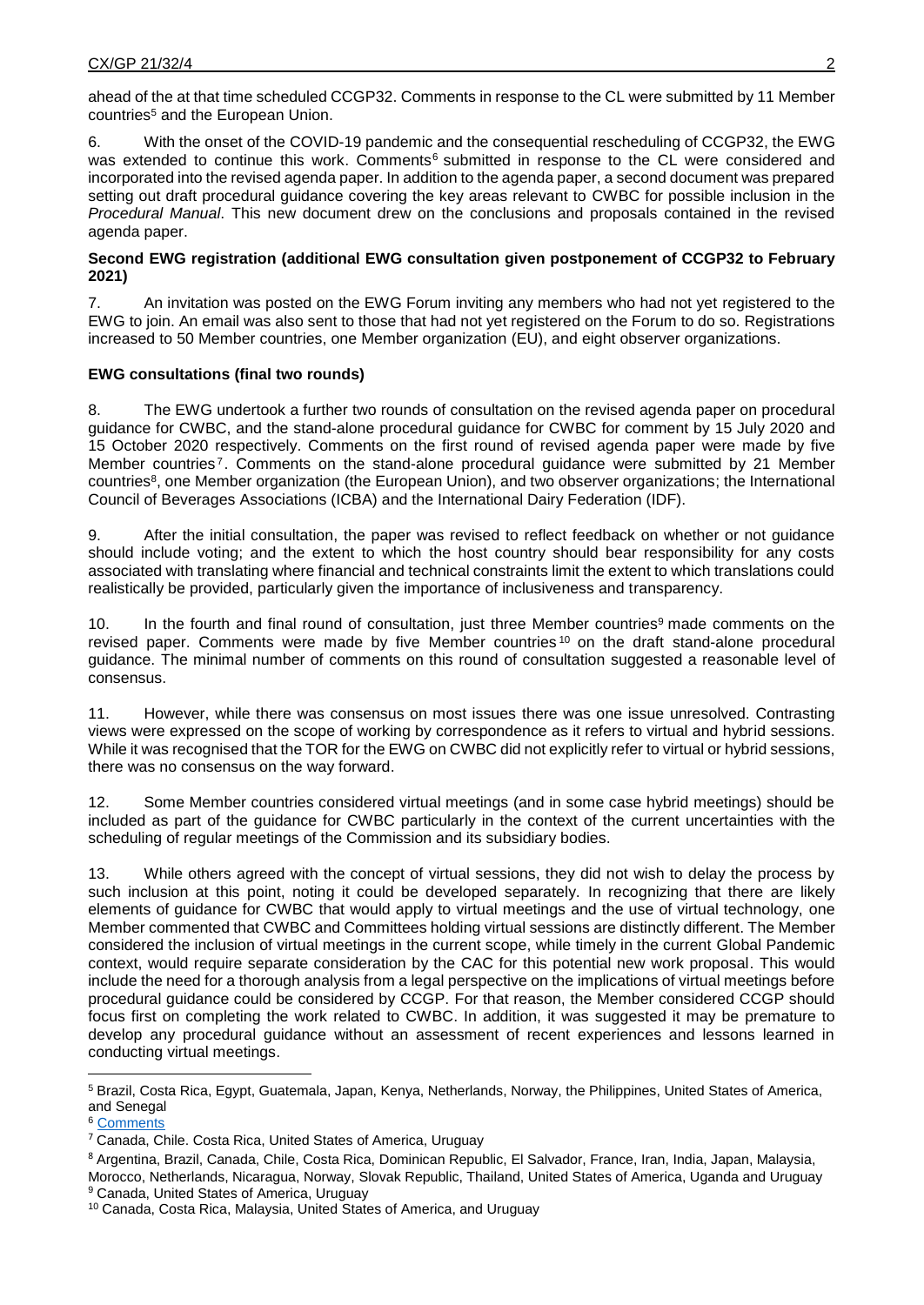ahead of the at that time scheduled CCGP32. Comments in response to the CL were submitted by 11 Member countries[5] and the European Union.

6. With the onset of the COVID-19 pandemic and the consequential rescheduling of CCGP32, the EWG was extended to continue this work. Comments[6] submitted in response to the CL were considered and incorporated into the revised agenda paper. In addition to the agenda paper, a second document was prepared setting out draft procedural guidance covering the key areas relevant to CWBC for possible inclusion in the *Procedural Manual*. This new document drew on the conclusions and proposals contained in the revised agenda paper.

**Second EWG registration (additional EWG consultation given postponement of CCGP32 to February 2021)**

7. An invitation was posted on the EWG Forum inviting any members who had not yet registered to the EWG to join. An email was also sent to those that had not yet registered on the Forum to do so. Registrations increased to 50 Member countries, one Member organization (EU), and eight observer organizations.

**EWG consultations (final two rounds)**

8. The EWG undertook a further two rounds of consultation on the revised agenda paper on procedural guidance for CWBC, and the stand-alone procedural guidance for CWBC for comment by 15 July 2020 and 15 October 2020 respectively. Comments on the first round of revised agenda paper were made by five Member countries[7]. Comments on the stand-alone procedural guidance were submitted by 21 Member countries[8], one Member organization (the European Union), and two observer organizations; the International Council of Beverages Associations (ICBA) and the International Dairy Federation (IDF).

9. After the initial consultation, the paper was revised to reflect feedback on whether or not guidance should include voting; and the extent to which the host country should bear responsibility for any costs associated with translating where financial and technical constraints limit the extent to which translations could realistically be provided, particularly given the importance of inclusiveness and transparency.

10. In the fourth and final round of consultation, just three Member countries[9] made comments on the revised paper. Comments were made by five Member countries[10] on the draft stand-alone procedural guidance. The minimal number of comments on this round of consultation suggested a reasonable level of consensus.

11. However, while there was consensus on most issues there was one issue unresolved. Contrasting views were expressed on the scope of working by correspondence as it refers to virtual and hybrid sessions. While it was recognised that the TOR for the EWG on CWBC did not explicitly refer to virtual or hybrid sessions, there was no consensus on the way forward.

12. Some Member countries considered virtual meetings (and in some case hybrid meetings) should be included as part of the guidance for CWBC particularly in the context of the current uncertainties with the scheduling of regular meetings of the Commission and its subsidiary bodies.

13. While others agreed with the concept of virtual sessions, they did not wish to delay the process by such inclusion at this point, noting it could be developed separately. In recognizing that there are likely elements of guidance for CWBC that would apply to virtual meetings and the use of virtual technology, one Member commented that CWBC and Committees holding virtual sessions are distinctly different. The Member considered the inclusion of virtual meetings in the current scope, while timely in the current Global Pandemic context, would require separate consideration by the CAC for this potential new work proposal. This would include the need for a thorough analysis from a legal perspective on the implications of virtual meetings before procedural guidance could be considered by CCGP. For that reason, the Member considered CCGP should focus first on completing the work related to CWBC. In addition, it was suggested it may be premature to develop any procedural guidance without an assessment of recent experiences and lessons learned in conducting virtual meetings.

---

[5] Brazil, Costa Rica, Egypt, Guatemala, Japan, Kenya, Netherlands, Norway, the Philippines, United States of America, and Senegal

[6] Comments

[7] Canada, Chile. Costa Rica, United States of America, Uruguay

[8] Argentina, Brazil, Canada, Chile, Costa Rica, Dominican Republic, El Salvador, France, Iran, India, Japan, Malaysia, Morocco, Netherlands, Nicaragua, Norway, Slovak Republic, Thailand, United States of America, Uganda and Uruguay

[9] Canada, United States of America, Uruguay

[10] Canada, Costa Rica, Malaysia, United States of America, and Uruguay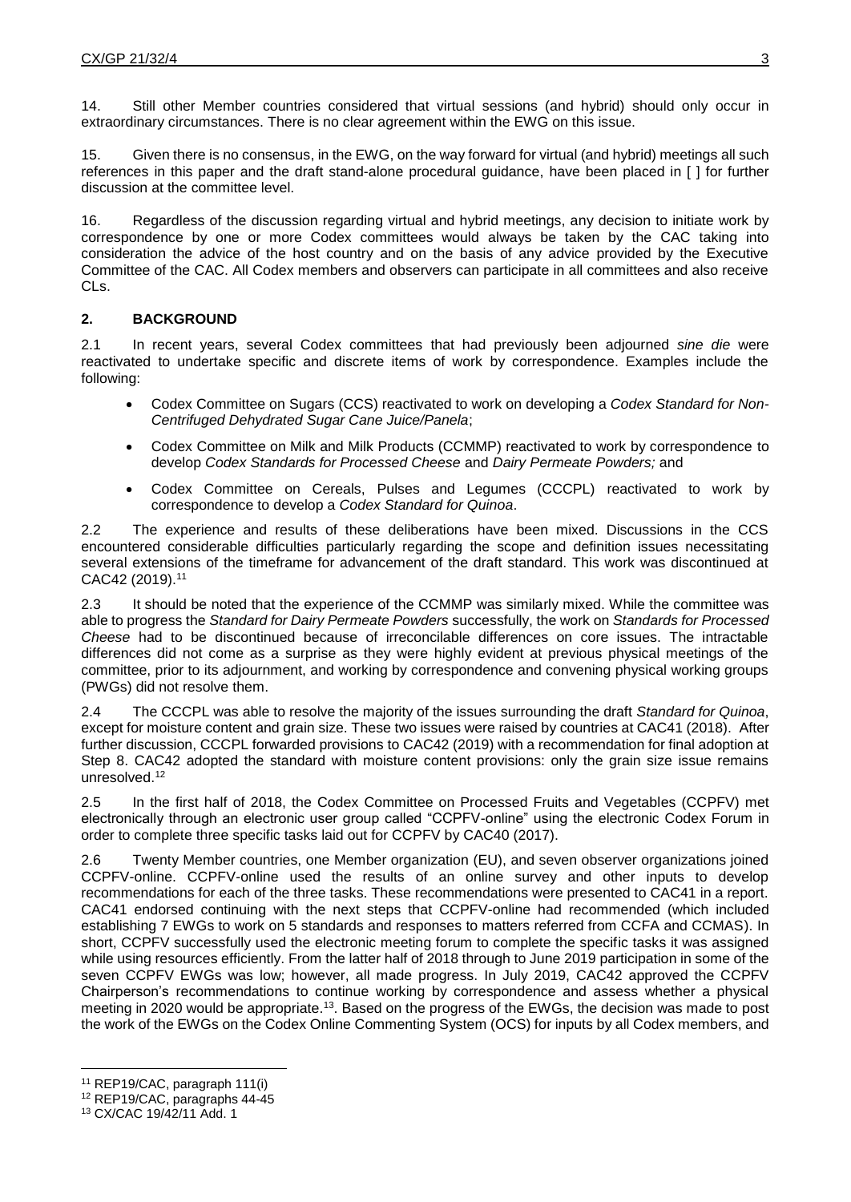14. Still other Member countries considered that virtual sessions (and hybrid) should only occur in extraordinary circumstances. There is no clear agreement within the EWG on this issue.

15. Given there is no consensus, in the EWG, on the way forward for virtual (and hybrid) meetings all such references in this paper and the draft stand-alone procedural guidance, have been placed in [ ] for further discussion at the committee level.

16. Regardless of the discussion regarding virtual and hybrid meetings, any decision to initiate work by correspondence by one or more Codex committees would always be taken by the CAC taking into consideration the advice of the host country and on the basis of any advice provided by the Executive Committee of the CAC. All Codex members and observers can participate in all committees and also receive CLs.

## 2. BACKGROUND

2.1 In recent years, several Codex committees that had previously been adjourned *sine die* were reactivated to undertake specific and discrete items of work by correspondence. Examples include the following:

- Codex Committee on Sugars (CCS) reactivated to work on developing a *Codex Standard for Non-Centrifuged Dehydrated Sugar Cane Juice/Panela*;
- Codex Committee on Milk and Milk Products (CCMMP) reactivated to work by correspondence to develop *Codex Standards for Processed Cheese* and *Dairy Permeate Powders;* and
- Codex Committee on Cereals, Pulses and Legumes (CCCPL) reactivated to work by correspondence to develop a *Codex Standard for Quinoa*.

2.2 The experience and results of these deliberations have been mixed. Discussions in the CCS encountered considerable difficulties particularly regarding the scope and definition issues necessitating several extensions of the timeframe for advancement of the draft standard. This work was discontinued at CAC42 (2019).[11]

2.3 It should be noted that the experience of the CCMMP was similarly mixed. While the committee was able to progress the *Standard for Dairy Permeate Powders* successfully, the work on *Standards for Processed Cheese* had to be discontinued because of irreconcilable differences on core issues. The intractable differences did not come as a surprise as they were highly evident at previous physical meetings of the committee, prior to its adjournment, and working by correspondence and convening physical working groups (PWGs) did not resolve them.

2.4 The CCCPL was able to resolve the majority of the issues surrounding the draft *Standard for Quinoa*, except for moisture content and grain size. These two issues were raised by countries at CAC41 (2018). After further discussion, CCCPL forwarded provisions to CAC42 (2019) with a recommendation for final adoption at Step 8. CAC42 adopted the standard with moisture content provisions: only the grain size issue remains unresolved.[12]

2.5 In the first half of 2018, the Codex Committee on Processed Fruits and Vegetables (CCPFV) met electronically through an electronic user group called "CCPFV-online" using the electronic Codex Forum in order to complete three specific tasks laid out for CCPFV by CAC40 (2017).

2.6 Twenty Member countries, one Member organization (EU), and seven observer organizations joined CCPFV-online. CCPFV-online used the results of an online survey and other inputs to develop recommendations for each of the three tasks. These recommendations were presented to CAC41 in a report. CAC41 endorsed continuing with the next steps that CCPFV-online had recommended (which included establishing 7 EWGs to work on 5 standards and responses to matters referred from CCFA and CCMAS). In short, CCPFV successfully used the electronic meeting forum to complete the specific tasks it was assigned while using resources efficiently. From the latter half of 2018 through to June 2019 participation in some of the seven CCPFV EWGs was low; however, all made progress. In July 2019, CAC42 approved the CCPFV Chairperson's recommendations to continue working by correspondence and assess whether a physical meeting in 2020 would be appropriate.[13]. Based on the progress of the EWGs, the decision was made to post the work of the EWGs on the Codex Online Commenting System (OCS) for inputs by all Codex members, and

---

[11] REP19/CAC, paragraph 111(i)

[12] REP19/CAC, paragraphs 44-45

[13] CX/CAC 19/42/11 Add. 1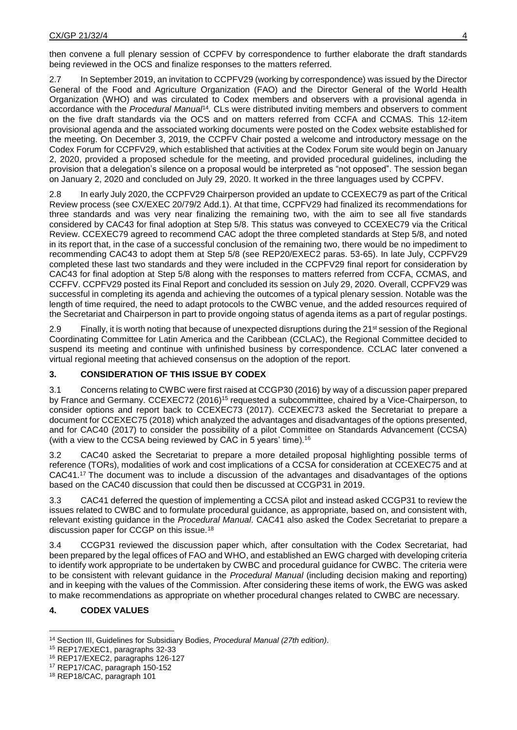then convene a full plenary session of CCPFV by correspondence to further elaborate the draft standards being reviewed in the OCS and finalize responses to the matters referred.

2.7 In September 2019, an invitation to CCPFV29 (working by correspondence) was issued by the Director General of the Food and Agriculture Organization (FAO) and the Director General of the World Health Organization (WHO) and was circulated to Codex members and observers with a provisional agenda in accordance with the *Procedural Manual*[14]. CLs were distributed inviting members and observers to comment on the five draft standards via the OCS and on matters referred from CCFA and CCMAS. This 12-item provisional agenda and the associated working documents were posted on the Codex website established for the meeting. On December 3, 2019, the CCPFV Chair posted a welcome and introductory message on the Codex Forum for CCPFV29, which established that activities at the Codex Forum site would begin on January 2, 2020, provided a proposed schedule for the meeting, and provided procedural guidelines, including the provision that a delegation's silence on a proposal would be interpreted as "not opposed". The session began on January 2, 2020 and concluded on July 29, 2020. It worked in the three languages used by CCPFV.

2.8 In early July 2020, the CCPFV29 Chairperson provided an update to CCEXEC79 as part of the Critical Review process (see CX/EXEC 20/79/2 Add.1). At that time, CCPFV29 had finalized its recommendations for three standards and was very near finalizing the remaining two, with the aim to see all five standards considered by CAC43 for final adoption at Step 5/8. This status was conveyed to CCEXEC79 via the Critical Review. CCEXEC79 agreed to recommend CAC adopt the three completed standards at Step 5/8, and noted in its report that, in the case of a successful conclusion of the remaining two, there would be no impediment to recommending CAC43 to adopt them at Step 5/8 (see REP20/EXEC2 paras. 53-65). In late July, CCPFV29 completed these last two standards and they were included in the CCPFV29 final report for consideration by CAC43 for final adoption at Step 5/8 along with the responses to matters referred from CCFA, CCMAS, and CCFFV. CCPFV29 posted its Final Report and concluded its session on July 29, 2020. Overall, CCPFV29 was successful in completing its agenda and achieving the outcomes of a typical plenary session. Notable was the length of time required, the need to adapt protocols to the CWBC venue, and the added resources required of the Secretariat and Chairperson in part to provide ongoing status of agenda items as a part of regular postings.

2.9 Finally, it is worth noting that because of unexpected disruptions during the 21st session of the Regional Coordinating Committee for Latin America and the Caribbean (CCLAC), the Regional Committee decided to suspend its meeting and continue with unfinished business by correspondence. CCLAC later convened a virtual regional meeting that achieved consensus on the adoption of the report.

## 3. CONSIDERATION OF THIS ISSUE BY CODEX

3.1 Concerns relating to CWBC were first raised at CCGP30 (2016) by way of a discussion paper prepared by France and Germany. CCEXEC72 (2016)[15] requested a subcommittee, chaired by a Vice-Chairperson, to consider options and report back to CCEXEC73 (2017). CCEXEC73 asked the Secretariat to prepare a document for CCEXEC75 (2018) which analyzed the advantages and disadvantages of the options presented, and for CAC40 (2017) to consider the possibility of a pilot Committee on Standards Advancement (CCSA) (with a view to the CCSA being reviewed by CAC in 5 years' time).[16]

3.2 CAC40 asked the Secretariat to prepare a more detailed proposal highlighting possible terms of reference (TORs), modalities of work and cost implications of a CCSA for consideration at CCEXEC75 and at CAC41.[17] The document was to include a discussion of the advantages and disadvantages of the options based on the CAC40 discussion that could then be discussed at CCGP31 in 2019.

3.3 CAC41 deferred the question of implementing a CCSA pilot and instead asked CCGP31 to review the issues related to CWBC and to formulate procedural guidance, as appropriate, based on, and consistent with, relevant existing guidance in the *Procedural Manual*. CAC41 also asked the Codex Secretariat to prepare a discussion paper for CCGP on this issue.[18]

3.4 CCGP31 reviewed the discussion paper which, after consultation with the Codex Secretariat, had been prepared by the legal offices of FAO and WHO, and established an EWG charged with developing criteria to identify work appropriate to be undertaken by CWBC and procedural guidance for CWBC. The criteria were to be consistent with relevant guidance in the *Procedural Manual* (including decision making and reporting) and in keeping with the values of the Commission. After considering these items of work, the EWG was asked to make recommendations as appropriate on whether procedural changes related to CWBC are necessary.

## 4. CODEX VALUES

---

[14] Section III, Guidelines for Subsidiary Bodies, *Procedural Manual (27th edition)*.

[15] REP17/EXEC1, paragraphs 32-33

[16] REP17/EXEC2, paragraphs 126-127

[17] REP17/CAC, paragraph 150-152

[18] REP18/CAC, paragraph 101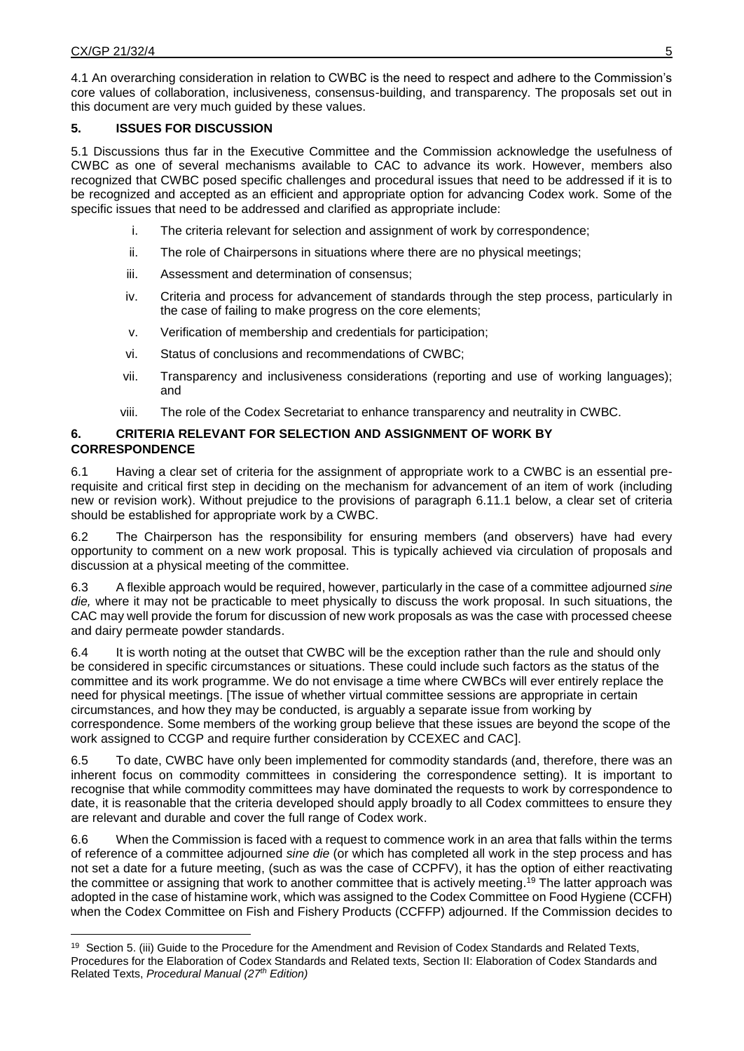4.1 An overarching consideration in relation to CWBC is the need to respect and adhere to the Commission's core values of collaboration, inclusiveness, consensus-building, and transparency. The proposals set out in this document are very much guided by these values.

## 5. ISSUES FOR DISCUSSION

5.1 Discussions thus far in the Executive Committee and the Commission acknowledge the usefulness of CWBC as one of several mechanisms available to CAC to advance its work. However, members also recognized that CWBC posed specific challenges and procedural issues that need to be addressed if it is to be recognized and accepted as an efficient and appropriate option for advancing Codex work. Some of the specific issues that need to be addressed and clarified as appropriate include:

i. The criteria relevant for selection and assignment of work by correspondence;

ii. The role of Chairpersons in situations where there are no physical meetings;

iii. Assessment and determination of consensus;

iv. Criteria and process for advancement of standards through the step process, particularly in the case of failing to make progress on the core elements;

v. Verification of membership and credentials for participation;

vi. Status of conclusions and recommendations of CWBC;

vii. Transparency and inclusiveness considerations (reporting and use of working languages); and

viii. The role of the Codex Secretariat to enhance transparency and neutrality in CWBC.

## 6. CRITERIA RELEVANT FOR SELECTION AND ASSIGNMENT OF WORK BY CORRESPONDENCE

6.1 Having a clear set of criteria for the assignment of appropriate work to a CWBC is an essential pre-requisite and critical first step in deciding on the mechanism for advancement of an item of work (including new or revision work). Without prejudice to the provisions of paragraph 6.11.1 below, a clear set of criteria should be established for appropriate work by a CWBC.

6.2 The Chairperson has the responsibility for ensuring members (and observers) have had every opportunity to comment on a new work proposal. This is typically achieved via circulation of proposals and discussion at a physical meeting of the committee.

6.3 A flexible approach would be required, however, particularly in the case of a committee adjourned *sine die,* where it may not be practicable to meet physically to discuss the work proposal. In such situations, the CAC may well provide the forum for discussion of new work proposals as was the case with processed cheese and dairy permeate powder standards.

6.4 It is worth noting at the outset that CWBC will be the exception rather than the rule and should only be considered in specific circumstances or situations. These could include such factors as the status of the committee and its work programme. We do not envisage a time where CWBCs will ever entirely replace the need for physical meetings. [The issue of whether virtual committee sessions are appropriate in certain circumstances, and how they may be conducted, is arguably a separate issue from working by correspondence. Some members of the working group believe that these issues are beyond the scope of the work assigned to CCGP and require further consideration by CCEXEC and CAC].

6.5 To date, CWBC have only been implemented for commodity standards (and, therefore, there was an inherent focus on commodity committees in considering the correspondence setting). It is important to recognise that while commodity committees may have dominated the requests to work by correspondence to date, it is reasonable that the criteria developed should apply broadly to all Codex committees to ensure they are relevant and durable and cover the full range of Codex work.

6.6 When the Commission is faced with a request to commence work in an area that falls within the terms of reference of a committee adjourned *sine die* (or which has completed all work in the step process and has not set a date for a future meeting, (such as was the case of CCPFV), it has the option of either reactivating the committee or assigning that work to another committee that is actively meeting.[19] The latter approach was adopted in the case of histamine work, which was assigned to the Codex Committee on Food Hygiene (CCFH) when the Codex Committee on Fish and Fishery Products (CCFFP) adjourned. If the Commission decides to

[19] Section 5. (iii) Guide to the Procedure for the Amendment and Revision of Codex Standards and Related Texts, Procedures for the Elaboration of Codex Standards and Related texts, Section II: Elaboration of Codex Standards and Related Texts, *Procedural Manual (27th Edition)*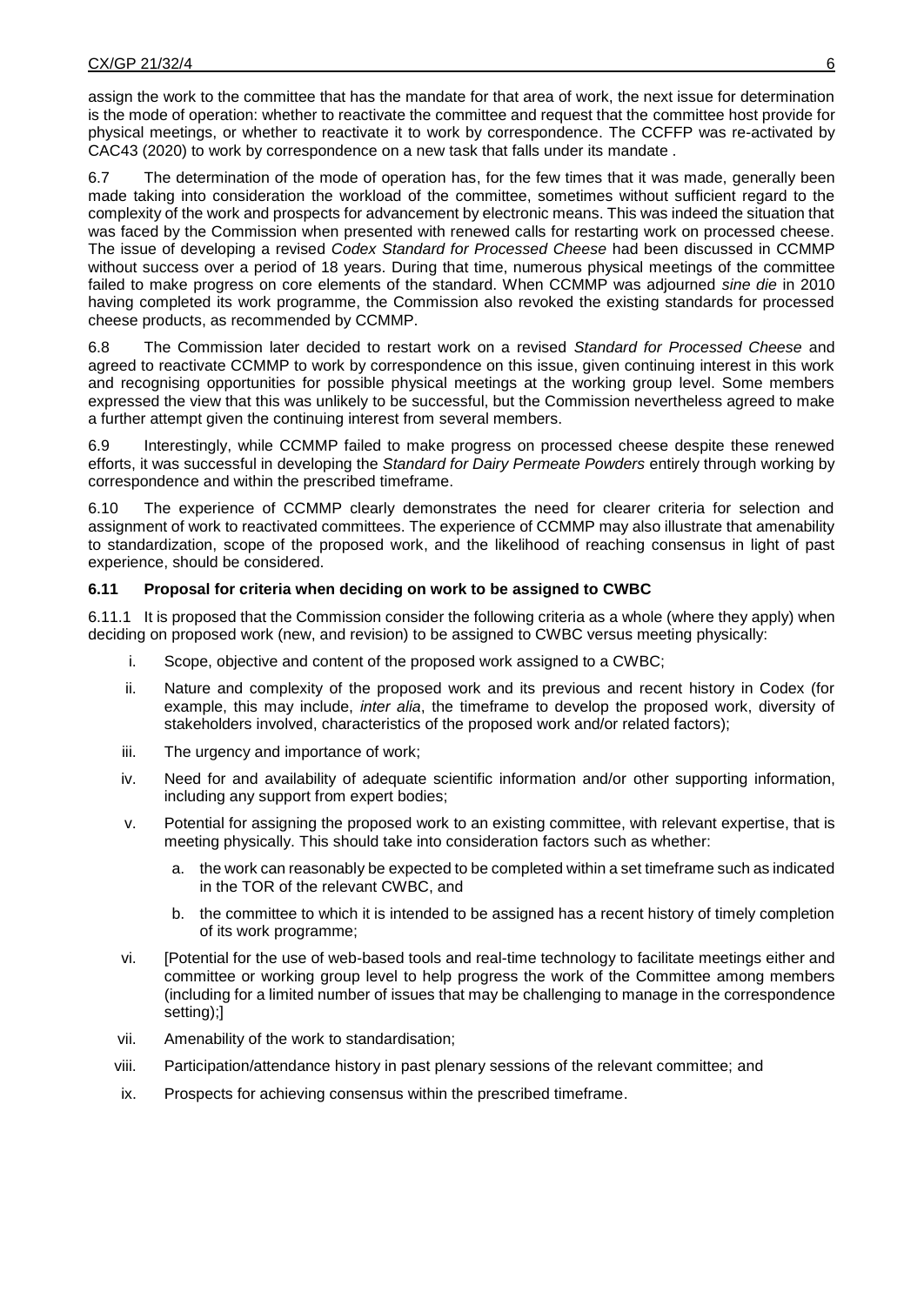assign the work to the committee that has the mandate for that area of work, the next issue for determination is the mode of operation: whether to reactivate the committee and request that the committee host provide for physical meetings, or whether to reactivate it to work by correspondence. The CCFFP was re-activated by CAC43 (2020) to work by correspondence on a new task that falls under its mandate .

6.7 The determination of the mode of operation has, for the few times that it was made, generally been made taking into consideration the workload of the committee, sometimes without sufficient regard to the complexity of the work and prospects for advancement by electronic means. This was indeed the situation that was faced by the Commission when presented with renewed calls for restarting work on processed cheese. The issue of developing a revised *Codex Standard for Processed Cheese* had been discussed in CCMMP without success over a period of 18 years. During that time, numerous physical meetings of the committee failed to make progress on core elements of the standard. When CCMMP was adjourned *sine die* in 2010 having completed its work programme, the Commission also revoked the existing standards for processed cheese products, as recommended by CCMMP.

6.8 The Commission later decided to restart work on a revised *Standard for Processed Cheese* and agreed to reactivate CCMMP to work by correspondence on this issue, given continuing interest in this work and recognising opportunities for possible physical meetings at the working group level. Some members expressed the view that this was unlikely to be successful, but the Commission nevertheless agreed to make a further attempt given the continuing interest from several members.

6.9 Interestingly, while CCMMP failed to make progress on processed cheese despite these renewed efforts, it was successful in developing the *Standard for Dairy Permeate Powders* entirely through working by correspondence and within the prescribed timeframe.

6.10 The experience of CCMMP clearly demonstrates the need for clearer criteria for selection and assignment of work to reactivated committees. The experience of CCMMP may also illustrate that amenability to standardization, scope of the proposed work, and the likelihood of reaching consensus in light of past experience, should be considered.

#### 6.11 Proposal for criteria when deciding on work to be assigned to CWBC

6.11.1 It is proposed that the Commission consider the following criteria as a whole (where they apply) when deciding on proposed work (new, and revision) to be assigned to CWBC versus meeting physically:

i. Scope, objective and content of the proposed work assigned to a CWBC;

ii. Nature and complexity of the proposed work and its previous and recent history in Codex (for example, this may include, *inter alia*, the timeframe to develop the proposed work, diversity of stakeholders involved, characteristics of the proposed work and/or related factors);

iii. The urgency and importance of work;

iv. Need for and availability of adequate scientific information and/or other supporting information, including any support from expert bodies;

v. Potential for assigning the proposed work to an existing committee, with relevant expertise, that is meeting physically. This should take into consideration factors such as whether:

   a. the work can reasonably be expected to be completed within a set timeframe such as indicated in the TOR of the relevant CWBC, and

   b. the committee to which it is intended to be assigned has a recent history of timely completion of its work programme;

vi. [Potential for the use of web-based tools and real-time technology to facilitate meetings either and committee or working group level to help progress the work of the Committee among members (including for a limited number of issues that may be challenging to manage in the correspondence setting);]

vii. Amenability of the work to standardisation;

viii. Participation/attendance history in past plenary sessions of the relevant committee; and

ix. Prospects for achieving consensus within the prescribed timeframe.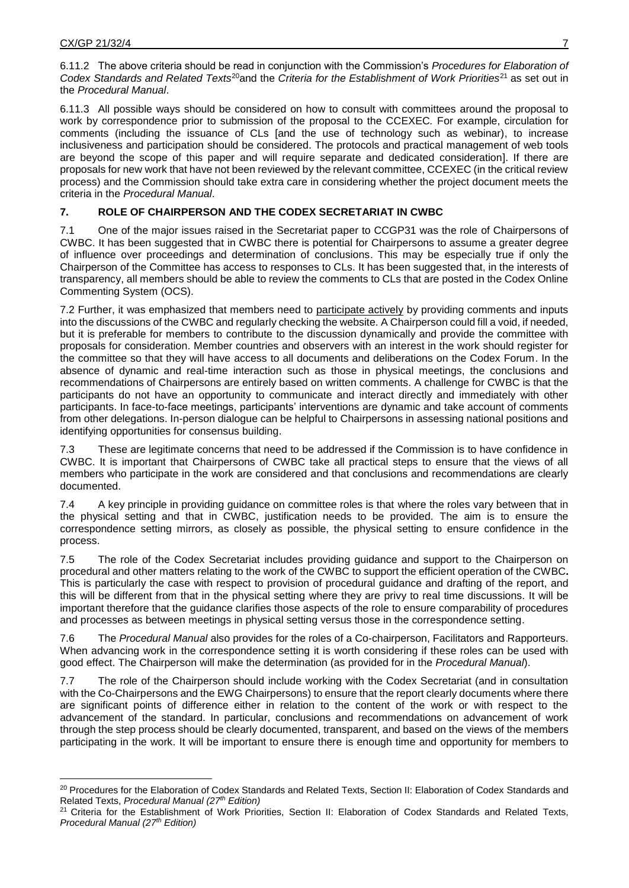6.11.2 The above criteria should be read in conjunction with the Commission's *Procedures for Elaboration of Codex Standards and Related Texts*[20] and the *Criteria for the Establishment of Work Priorities*[21] as set out in the *Procedural Manual*.

6.11.3 All possible ways should be considered on how to consult with committees around the proposal to work by correspondence prior to submission of the proposal to the CCEXEC. For example, circulation for comments (including the issuance of CLs [and the use of technology such as webinar), to increase inclusiveness and participation should be considered. The protocols and practical management of web tools are beyond the scope of this paper and will require separate and dedicated consideration]. If there are proposals for new work that have not been reviewed by the relevant committee, CCEXEC (in the critical review process) and the Commission should take extra care in considering whether the project document meets the criteria in the *Procedural Manual*.

## 7. ROLE OF CHAIRPERSON AND THE CODEX SECRETARIAT IN CWBC

7.1 One of the major issues raised in the Secretariat paper to CCGP31 was the role of Chairpersons of CWBC. It has been suggested that in CWBC there is potential for Chairpersons to assume a greater degree of influence over proceedings and determination of conclusions. This may be especially true if only the Chairperson of the Committee has access to responses to CLs. It has been suggested that, in the interests of transparency, all members should be able to review the comments to CLs that are posted in the Codex Online Commenting System (OCS).

7.2 Further, it was emphasized that members need to participate actively by providing comments and inputs into the discussions of the CWBC and regularly checking the website. A Chairperson could fill a void, if needed, but it is preferable for members to contribute to the discussion dynamically and provide the committee with proposals for consideration. Member countries and observers with an interest in the work should register for the committee so that they will have access to all documents and deliberations on the Codex Forum. In the absence of dynamic and real-time interaction such as those in physical meetings, the conclusions and recommendations of Chairpersons are entirely based on written comments. A challenge for CWBC is that the participants do not have an opportunity to communicate and interact directly and immediately with other participants. In face-to-face meetings, participants' interventions are dynamic and take account of comments from other delegations. In-person dialogue can be helpful to Chairpersons in assessing national positions and identifying opportunities for consensus building.

7.3 These are legitimate concerns that need to be addressed if the Commission is to have confidence in CWBC. It is important that Chairpersons of CWBC take all practical steps to ensure that the views of all members who participate in the work are considered and that conclusions and recommendations are clearly documented.

7.4 A key principle in providing guidance on committee roles is that where the roles vary between that in the physical setting and that in CWBC, justification needs to be provided. The aim is to ensure the correspondence setting mirrors, as closely as possible, the physical setting to ensure confidence in the process.

7.5 The role of the Codex Secretariat includes providing guidance and support to the Chairperson on procedural and other matters relating to the work of the CWBC to support the efficient operation of the CWBC**.** This is particularly the case with respect to provision of procedural guidance and drafting of the report, and this will be different from that in the physical setting where they are privy to real time discussions. It will be important therefore that the guidance clarifies those aspects of the role to ensure comparability of procedures and processes as between meetings in physical setting versus those in the correspondence setting.

7.6 The *Procedural Manual* also provides for the roles of a Co-chairperson, Facilitators and Rapporteurs. When advancing work in the correspondence setting it is worth considering if these roles can be used with good effect. The Chairperson will make the determination (as provided for in the *Procedural Manual*).

7.7 The role of the Chairperson should include working with the Codex Secretariat (and in consultation with the Co-Chairpersons and the EWG Chairpersons) to ensure that the report clearly documents where there are significant points of difference either in relation to the content of the work or with respect to the advancement of the standard. In particular, conclusions and recommendations on advancement of work through the step process should be clearly documented, transparent, and based on the views of the members participating in the work. It will be important to ensure there is enough time and opportunity for members to

---

[20] Procedures for the Elaboration of Codex Standards and Related Texts, Section II: Elaboration of Codex Standards and Related Texts, *Procedural Manual (27th Edition)*

[21] Criteria for the Establishment of Work Priorities, Section II: Elaboration of Codex Standards and Related Texts, *Procedural Manual (27th Edition)*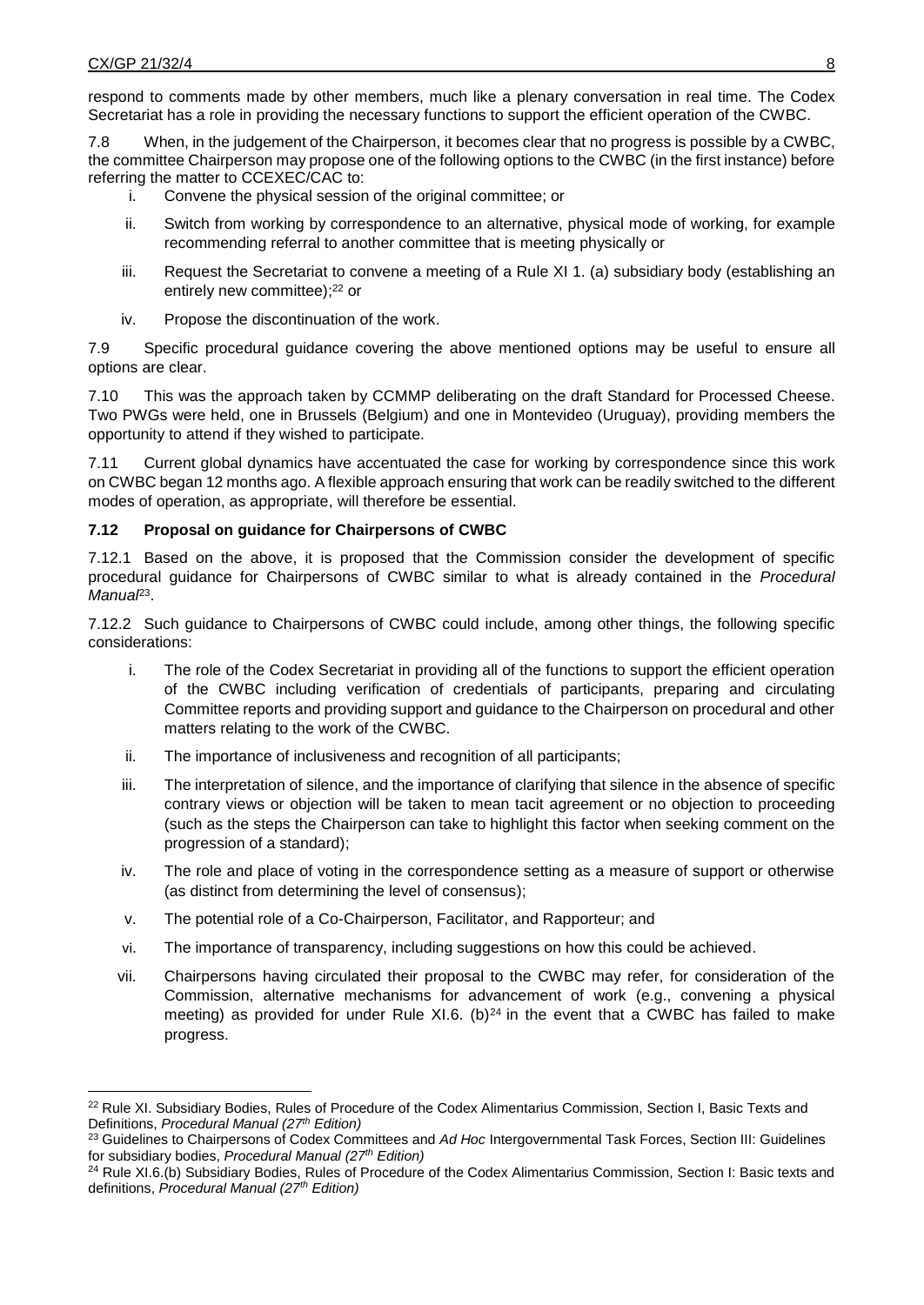respond to comments made by other members, much like a plenary conversation in real time. The Codex Secretariat has a role in providing the necessary functions to support the efficient operation of the CWBC.

7.8 When, in the judgement of the Chairperson, it becomes clear that no progress is possible by a CWBC, the committee Chairperson may propose one of the following options to the CWBC (in the first instance) before referring the matter to CCEXEC/CAC to:

i. Convene the physical session of the original committee; or

ii. Switch from working by correspondence to an alternative, physical mode of working, for example recommending referral to another committee that is meeting physically or

iii. Request the Secretariat to convene a meeting of a Rule XI 1. (a) subsidiary body (establishing an entirely new committee);[22] or

iv. Propose the discontinuation of the work.

7.9 Specific procedural guidance covering the above mentioned options may be useful to ensure all options are clear.

7.10 This was the approach taken by CCMMP deliberating on the draft Standard for Processed Cheese. Two PWGs were held, one in Brussels (Belgium) and one in Montevideo (Uruguay), providing members the opportunity to attend if they wished to participate.

7.11 Current global dynamics have accentuated the case for working by correspondence since this work on CWBC began 12 months ago. A flexible approach ensuring that work can be readily switched to the different modes of operation, as appropriate, will therefore be essential.

**7.12 Proposal on guidance for Chairpersons of CWBC**

7.12.1 Based on the above, it is proposed that the Commission consider the development of specific procedural guidance for Chairpersons of CWBC similar to what is already contained in the *Procedural Manual*[23].

7.12.2 Such guidance to Chairpersons of CWBC could include, among other things, the following specific considerations:

i. The role of the Codex Secretariat in providing all of the functions to support the efficient operation of the CWBC including verification of credentials of participants, preparing and circulating Committee reports and providing support and guidance to the Chairperson on procedural and other matters relating to the work of the CWBC.

ii. The importance of inclusiveness and recognition of all participants;

iii. The interpretation of silence, and the importance of clarifying that silence in the absence of specific contrary views or objection will be taken to mean tacit agreement or no objection to proceeding (such as the steps the Chairperson can take to highlight this factor when seeking comment on the progression of a standard);

iv. The role and place of voting in the correspondence setting as a measure of support or otherwise (as distinct from determining the level of consensus);

v. The potential role of a Co-Chairperson, Facilitator, and Rapporteur; and

vi. The importance of transparency, including suggestions on how this could be achieved.

vii. Chairpersons having circulated their proposal to the CWBC may refer, for consideration of the Commission, alternative mechanisms for advancement of work (e.g., convening a physical meeting) as provided for under Rule XI.6. (b)[24] in the event that a CWBC has failed to make progress.

---

[22] Rule XI. Subsidiary Bodies, Rules of Procedure of the Codex Alimentarius Commission, Section I, Basic Texts and Definitions, *Procedural Manual (27th Edition)*

[23] Guidelines to Chairpersons of Codex Committees and *Ad Hoc* Intergovernmental Task Forces, Section III: Guidelines for subsidiary bodies, *Procedural Manual (27th Edition)*

[24] Rule XI.6.(b) Subsidiary Bodies, Rules of Procedure of the Codex Alimentarius Commission, Section I: Basic texts and definitions, *Procedural Manual (27th Edition)*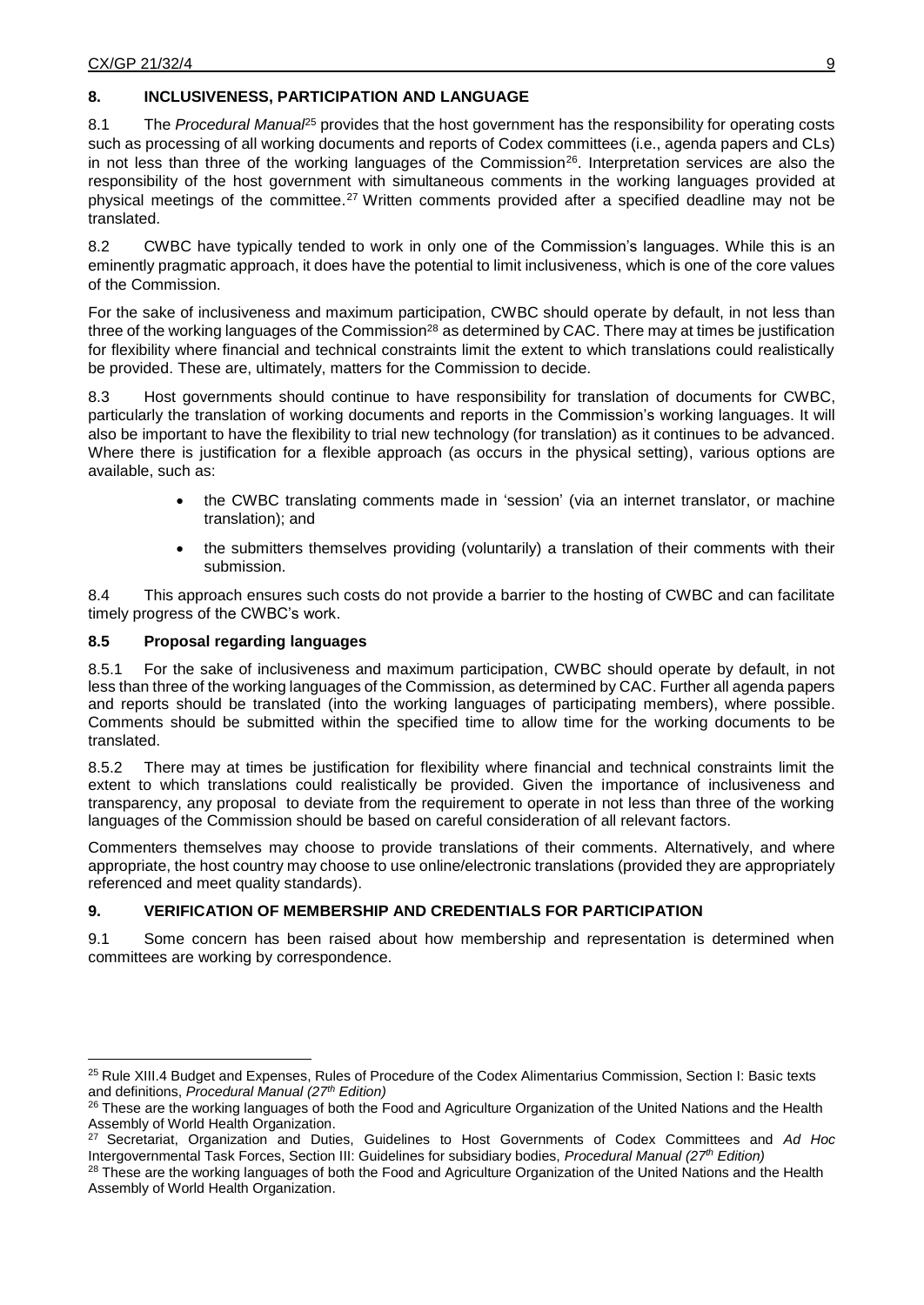## 8. INCLUSIVENESS, PARTICIPATION AND LANGUAGE

8.1 The *Procedural Manual*[25] provides that the host government has the responsibility for operating costs such as processing of all working documents and reports of Codex committees (i.e., agenda papers and CLs) in not less than three of the working languages of the Commission[26]. Interpretation services are also the responsibility of the host government with simultaneous comments in the working languages provided at physical meetings of the committee.[27] Written comments provided after a specified deadline may not be translated.

8.2 CWBC have typically tended to work in only one of the Commission's languages. While this is an eminently pragmatic approach, it does have the potential to limit inclusiveness, which is one of the core values of the Commission.

For the sake of inclusiveness and maximum participation, CWBC should operate by default, in not less than three of the working languages of the Commission[28] as determined by CAC. There may at times be justification for flexibility where financial and technical constraints limit the extent to which translations could realistically be provided. These are, ultimately, matters for the Commission to decide.

8.3 Host governments should continue to have responsibility for translation of documents for CWBC, particularly the translation of working documents and reports in the Commission's working languages. It will also be important to have the flexibility to trial new technology (for translation) as it continues to be advanced. Where there is justification for a flexible approach (as occurs in the physical setting), various options are available, such as:

- the CWBC translating comments made in 'session' (via an internet translator, or machine translation); and
- the submitters themselves providing (voluntarily) a translation of their comments with their submission.

8.4 This approach ensures such costs do not provide a barrier to the hosting of CWBC and can facilitate timely progress of the CWBC's work.

### 8.5 Proposal regarding languages

8.5.1 For the sake of inclusiveness and maximum participation, CWBC should operate by default, in not less than three of the working languages of the Commission, as determined by CAC. Further all agenda papers and reports should be translated (into the working languages of participating members), where possible. Comments should be submitted within the specified time to allow time for the working documents to be translated.

8.5.2 There may at times be justification for flexibility where financial and technical constraints limit the extent to which translations could realistically be provided. Given the importance of inclusiveness and transparency, any proposal to deviate from the requirement to operate in not less than three of the working languages of the Commission should be based on careful consideration of all relevant factors.

Commenters themselves may choose to provide translations of their comments. Alternatively, and where appropriate, the host country may choose to use online/electronic translations (provided they are appropriately referenced and meet quality standards).

## 9. VERIFICATION OF MEMBERSHIP AND CREDENTIALS FOR PARTICIPATION

9.1 Some concern has been raised about how membership and representation is determined when committees are working by correspondence.

---

[25] Rule XIII.4 Budget and Expenses, Rules of Procedure of the Codex Alimentarius Commission, Section I: Basic texts and definitions, *Procedural Manual (27th Edition)*

[26] These are the working languages of both the Food and Agriculture Organization of the United Nations and the Health Assembly of World Health Organization.

[27] Secretariat, Organization and Duties, Guidelines to Host Governments of Codex Committees and *Ad Hoc* Intergovernmental Task Forces, Section III: Guidelines for subsidiary bodies, *Procedural Manual (27th Edition)*

[28] These are the working languages of both the Food and Agriculture Organization of the United Nations and the Health Assembly of World Health Organization.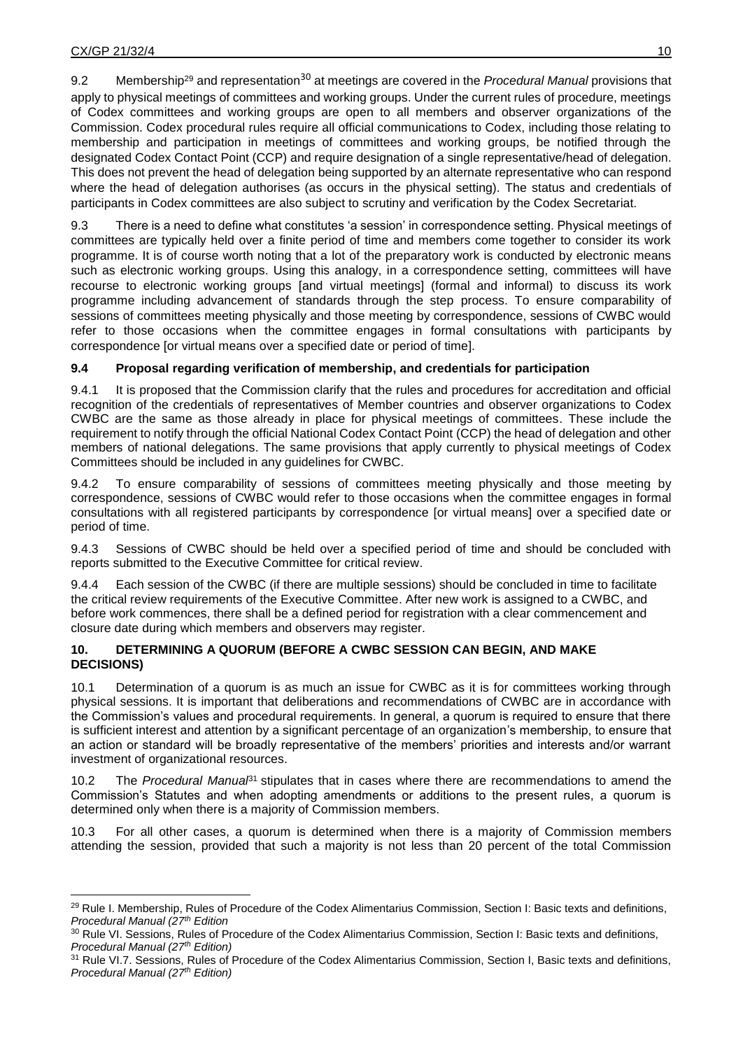9.2 Membership[29] and representation[30] at meetings are covered in the *Procedural Manual* provisions that apply to physical meetings of committees and working groups. Under the current rules of procedure, meetings of Codex committees and working groups are open to all members and observer organizations of the Commission. Codex procedural rules require all official communications to Codex, including those relating to membership and participation in meetings of committees and working groups, be notified through the designated Codex Contact Point (CCP) and require designation of a single representative/head of delegation. This does not prevent the head of delegation being supported by an alternate representative who can respond where the head of delegation authorises (as occurs in the physical setting). The status and credentials of participants in Codex committees are also subject to scrutiny and verification by the Codex Secretariat.

9.3 There is a need to define what constitutes 'a session' in correspondence setting. Physical meetings of committees are typically held over a finite period of time and members come together to consider its work programme. It is of course worth noting that a lot of the preparatory work is conducted by electronic means such as electronic working groups. Using this analogy, in a correspondence setting, committees will have recourse to electronic working groups [and virtual meetings] (formal and informal) to discuss its work programme including advancement of standards through the step process. To ensure comparability of sessions of committees meeting physically and those meeting by correspondence, sessions of CWBC would refer to those occasions when the committee engages in formal consultations with participants by correspondence [or virtual means over a specified date or period of time].

### 9.4 Proposal regarding verification of membership, and credentials for participation

9.4.1 It is proposed that the Commission clarify that the rules and procedures for accreditation and official recognition of the credentials of representatives of Member countries and observer organizations to Codex CWBC are the same as those already in place for physical meetings of committees. These include the requirement to notify through the official National Codex Contact Point (CCP) the head of delegation and other members of national delegations. The same provisions that apply currently to physical meetings of Codex Committees should be included in any guidelines for CWBC.

9.4.2 To ensure comparability of sessions of committees meeting physically and those meeting by correspondence, sessions of CWBC would refer to those occasions when the committee engages in formal consultations with all registered participants by correspondence [or virtual means] over a specified date or period of time.

9.4.3 Sessions of CWBC should be held over a specified period of time and should be concluded with reports submitted to the Executive Committee for critical review.

9.4.4 Each session of the CWBC (if there are multiple sessions) should be concluded in time to facilitate the critical review requirements of the Executive Committee. After new work is assigned to a CWBC, and before work commences, there shall be a defined period for registration with a clear commencement and closure date during which members and observers may register.

## 10. DETERMINING A QUORUM (BEFORE A CWBC SESSION CAN BEGIN, AND MAKE DECISIONS)

10.1 Determination of a quorum is as much an issue for CWBC as it is for committees working through physical sessions. It is important that deliberations and recommendations of CWBC are in accordance with the Commission's values and procedural requirements. In general, a quorum is required to ensure that there is sufficient interest and attention by a significant percentage of an organization's membership, to ensure that an action or standard will be broadly representative of the members' priorities and interests and/or warrant investment of organizational resources.

10.2 The *Procedural Manual*[31] stipulates that in cases where there are recommendations to amend the Commission's Statutes and when adopting amendments or additions to the present rules, a quorum is determined only when there is a majority of Commission members.

10.3 For all other cases, a quorum is determined when there is a majority of Commission members attending the session, provided that such a majority is not less than 20 percent of the total Commission

---

[29] Rule I. Membership, Rules of Procedure of the Codex Alimentarius Commission, Section I: Basic texts and definitions, *Procedural Manual (27th Edition*

[30] Rule VI. Sessions, Rules of Procedure of the Codex Alimentarius Commission, Section I: Basic texts and definitions, *Procedural Manual (27th Edition)*

[31] Rule VI.7. Sessions, Rules of Procedure of the Codex Alimentarius Commission, Section I, Basic texts and definitions, *Procedural Manual (27th Edition)*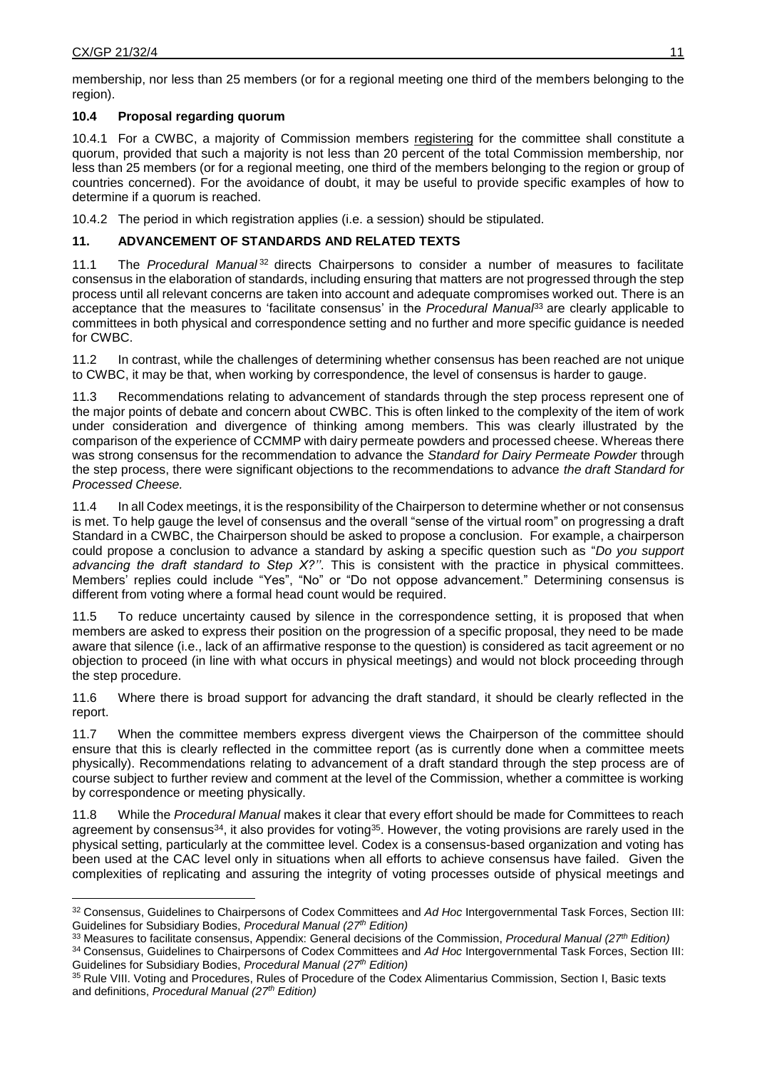membership, nor less than 25 members (or for a regional meeting one third of the members belonging to the region).

### 10.4 Proposal regarding quorum

10.4.1 For a CWBC, a majority of Commission members registering for the committee shall constitute a quorum, provided that such a majority is not less than 20 percent of the total Commission membership, nor less than 25 members (or for a regional meeting, one third of the members belonging to the region or group of countries concerned). For the avoidance of doubt, it may be useful to provide specific examples of how to determine if a quorum is reached.

10.4.2 The period in which registration applies (i.e. a session) should be stipulated.

## 11. ADVANCEMENT OF STANDARDS AND RELATED TEXTS

11.1 The *Procedural Manual*[32] directs Chairpersons to consider a number of measures to facilitate consensus in the elaboration of standards, including ensuring that matters are not progressed through the step process until all relevant concerns are taken into account and adequate compromises worked out. There is an acceptance that the measures to 'facilitate consensus' in the *Procedural Manual*[33] are clearly applicable to committees in both physical and correspondence setting and no further and more specific guidance is needed for CWBC.

11.2 In contrast, while the challenges of determining whether consensus has been reached are not unique to CWBC, it may be that, when working by correspondence, the level of consensus is harder to gauge.

11.3 Recommendations relating to advancement of standards through the step process represent one of the major points of debate and concern about CWBC. This is often linked to the complexity of the item of work under consideration and divergence of thinking among members. This was clearly illustrated by the comparison of the experience of CCMMP with dairy permeate powders and processed cheese. Whereas there was strong consensus for the recommendation to advance the *Standard for Dairy Permeate Powder* through the step process, there were significant objections to the recommendations to advance *the draft Standard for Processed Cheese.*

11.4 In all Codex meetings, it is the responsibility of the Chairperson to determine whether or not consensus is met. To help gauge the level of consensus and the overall "sense of the virtual room" on progressing a draft Standard in a CWBC, the Chairperson should be asked to propose a conclusion. For example, a chairperson could propose a conclusion to advance a standard by asking a specific question such as "*Do you support advancing the draft standard to Step X?''*. This is consistent with the practice in physical committees. Members' replies could include "Yes", "No" or "Do not oppose advancement." Determining consensus is different from voting where a formal head count would be required.

11.5 To reduce uncertainty caused by silence in the correspondence setting, it is proposed that when members are asked to express their position on the progression of a specific proposal, they need to be made aware that silence (i.e., lack of an affirmative response to the question) is considered as tacit agreement or no objection to proceed (in line with what occurs in physical meetings) and would not block proceeding through the step procedure.

11.6 Where there is broad support for advancing the draft standard, it should be clearly reflected in the report.

11.7 When the committee members express divergent views the Chairperson of the committee should ensure that this is clearly reflected in the committee report (as is currently done when a committee meets physically). Recommendations relating to advancement of a draft standard through the step process are of course subject to further review and comment at the level of the Commission, whether a committee is working by correspondence or meeting physically.

11.8 While the *Procedural Manual* makes it clear that every effort should be made for Committees to reach agreement by consensus[34], it also provides for voting[35]. However, the voting provisions are rarely used in the physical setting, particularly at the committee level. Codex is a consensus-based organization and voting has been used at the CAC level only in situations when all efforts to achieve consensus have failed. Given the complexities of replicating and assuring the integrity of voting processes outside of physical meetings and

---

[32] Consensus, Guidelines to Chairpersons of Codex Committees and *Ad Hoc* Intergovernmental Task Forces, Section III: Guidelines for Subsidiary Bodies, *Procedural Manual (27th Edition)*

[33] Measures to facilitate consensus, Appendix: General decisions of the Commission, *Procedural Manual (27th Edition)*

[34] Consensus, Guidelines to Chairpersons of Codex Committees and *Ad Hoc* Intergovernmental Task Forces, Section III: Guidelines for Subsidiary Bodies, *Procedural Manual (27th Edition)*

[35] Rule VIII. Voting and Procedures, Rules of Procedure of the Codex Alimentarius Commission, Section I, Basic texts and definitions, *Procedural Manual (27th Edition)*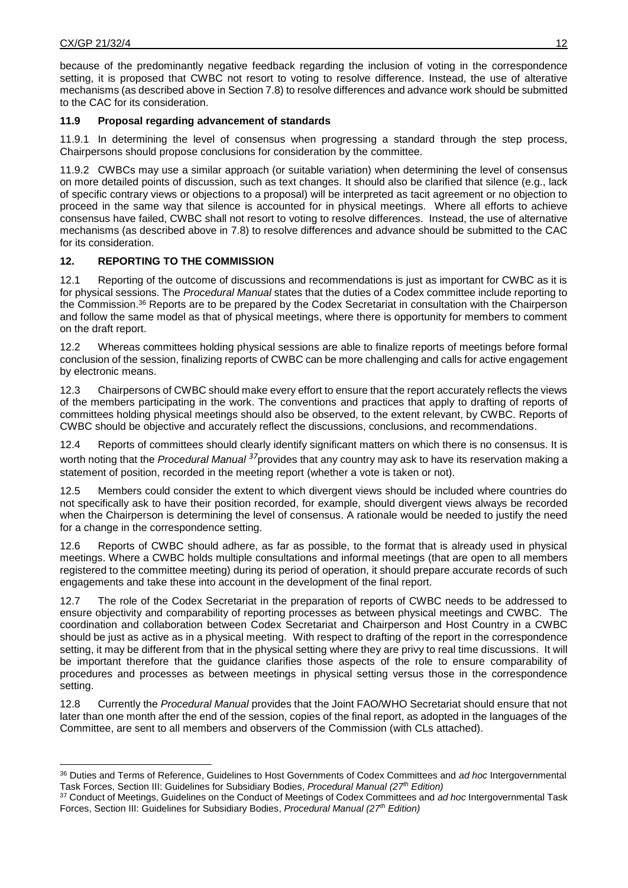because of the predominantly negative feedback regarding the inclusion of voting in the correspondence setting, it is proposed that CWBC not resort to voting to resolve difference. Instead, the use of alterative mechanisms (as described above in Section 7.8) to resolve differences and advance work should be submitted to the CAC for its consideration.

### 11.9 Proposal regarding advancement of standards

11.9.1 In determining the level of consensus when progressing a standard through the step process, Chairpersons should propose conclusions for consideration by the committee.

11.9.2 CWBCs may use a similar approach (or suitable variation) when determining the level of consensus on more detailed points of discussion, such as text changes. It should also be clarified that silence (e.g., lack of specific contrary views or objections to a proposal) will be interpreted as tacit agreement or no objection to proceed in the same way that silence is accounted for in physical meetings. Where all efforts to achieve consensus have failed, CWBC shall not resort to voting to resolve differences. Instead, the use of alternative mechanisms (as described above in 7.8) to resolve differences and advance should be submitted to the CAC for its consideration.

## 12. REPORTING TO THE COMMISSION

12.1 Reporting of the outcome of discussions and recommendations is just as important for CWBC as it is for physical sessions. The *Procedural Manual* states that the duties of a Codex committee include reporting to the Commission.[36] Reports are to be prepared by the Codex Secretariat in consultation with the Chairperson and follow the same model as that of physical meetings, where there is opportunity for members to comment on the draft report.

12.2 Whereas committees holding physical sessions are able to finalize reports of meetings before formal conclusion of the session, finalizing reports of CWBC can be more challenging and calls for active engagement by electronic means.

12.3 Chairpersons of CWBC should make every effort to ensure that the report accurately reflects the views of the members participating in the work. The conventions and practices that apply to drafting of reports of committees holding physical meetings should also be observed, to the extent relevant, by CWBC. Reports of CWBC should be objective and accurately reflect the discussions, conclusions, and recommendations.

12.4 Reports of committees should clearly identify significant matters on which there is no consensus. It is worth noting that the *Procedural Manual* [37] provides that any country may ask to have its reservation making a statement of position, recorded in the meeting report (whether a vote is taken or not).

12.5 Members could consider the extent to which divergent views should be included where countries do not specifically ask to have their position recorded, for example, should divergent views always be recorded when the Chairperson is determining the level of consensus. A rationale would be needed to justify the need for a change in the correspondence setting.

12.6 Reports of CWBC should adhere, as far as possible, to the format that is already used in physical meetings. Where a CWBC holds multiple consultations and informal meetings (that are open to all members registered to the committee meeting) during its period of operation, it should prepare accurate records of such engagements and take these into account in the development of the final report.

12.7 The role of the Codex Secretariat in the preparation of reports of CWBC needs to be addressed to ensure objectivity and comparability of reporting processes as between physical meetings and CWBC. The coordination and collaboration between Codex Secretariat and Chairperson and Host Country in a CWBC should be just as active as in a physical meeting. With respect to drafting of the report in the correspondence setting, it may be different from that in the physical setting where they are privy to real time discussions. It will be important therefore that the guidance clarifies those aspects of the role to ensure comparability of procedures and processes as between meetings in physical setting versus those in the correspondence setting.

12.8 Currently the *Procedural Manual* provides that the Joint FAO/WHO Secretariat should ensure that not later than one month after the end of the session, copies of the final report, as adopted in the languages of the Committee, are sent to all members and observers of the Commission (with CLs attached).

---

[36] Duties and Terms of Reference, Guidelines to Host Governments of Codex Committees and *ad hoc* Intergovernmental Task Forces, Section III: Guidelines for Subsidiary Bodies, *Procedural Manual (27th Edition)*

[37] Conduct of Meetings, Guidelines on the Conduct of Meetings of Codex Committees and *ad hoc* Intergovernmental Task Forces, Section III: Guidelines for Subsidiary Bodies, *Procedural Manual (27th Edition)*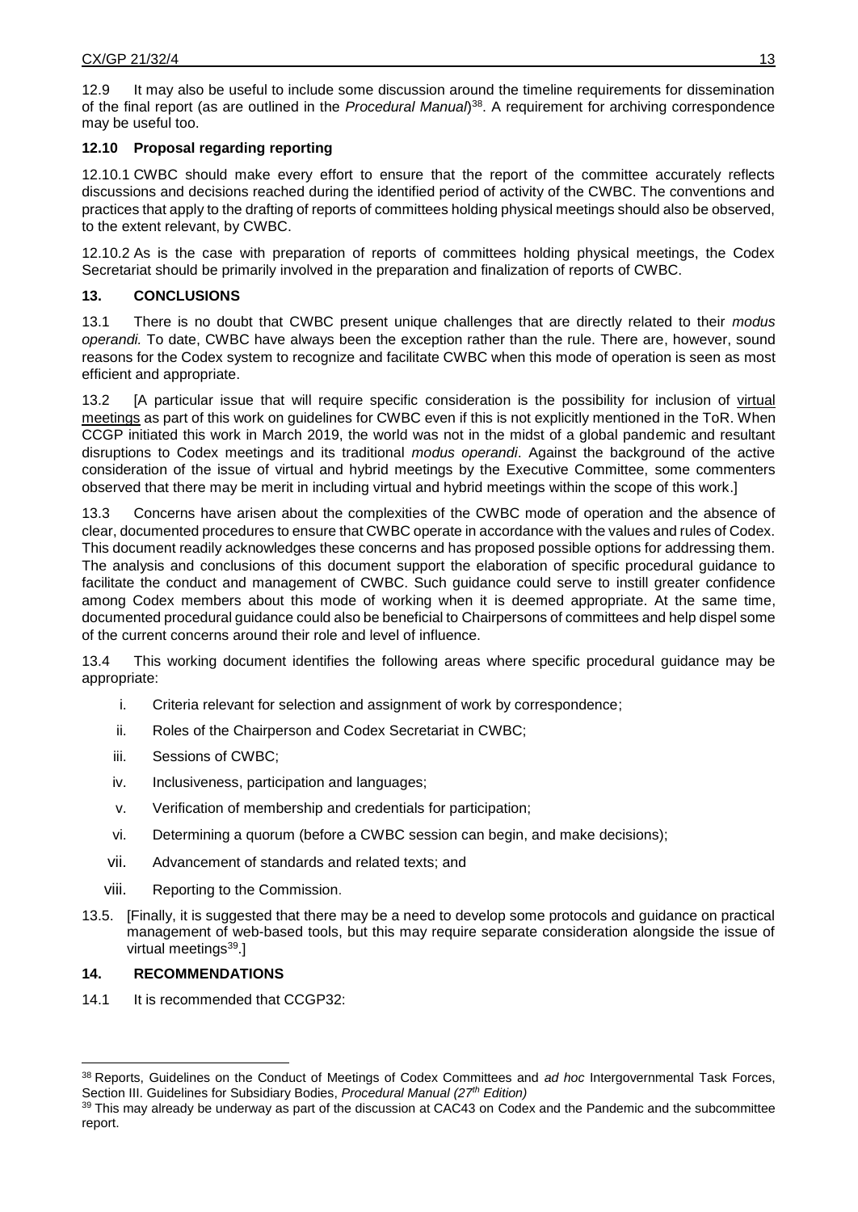12.9 It may also be useful to include some discussion around the timeline requirements for dissemination of the final report (as are outlined in the *Procedural Manual*)[38]. A requirement for archiving correspondence may be useful too.

### 12.10 Proposal regarding reporting

12.10.1 CWBC should make every effort to ensure that the report of the committee accurately reflects discussions and decisions reached during the identified period of activity of the CWBC. The conventions and practices that apply to the drafting of reports of committees holding physical meetings should also be observed, to the extent relevant, by CWBC.

12.10.2 As is the case with preparation of reports of committees holding physical meetings, the Codex Secretariat should be primarily involved in the preparation and finalization of reports of CWBC.

## 13. CONCLUSIONS

13.1 There is no doubt that CWBC present unique challenges that are directly related to their *modus operandi.* To date, CWBC have always been the exception rather than the rule. There are, however, sound reasons for the Codex system to recognize and facilitate CWBC when this mode of operation is seen as most efficient and appropriate.

13.2 [A particular issue that will require specific consideration is the possibility for inclusion of virtual meetings as part of this work on guidelines for CWBC even if this is not explicitly mentioned in the ToR. When CCGP initiated this work in March 2019, the world was not in the midst of a global pandemic and resultant disruptions to Codex meetings and its traditional *modus operandi*. Against the background of the active consideration of the issue of virtual and hybrid meetings by the Executive Committee, some commenters observed that there may be merit in including virtual and hybrid meetings within the scope of this work.]

13.3 Concerns have arisen about the complexities of the CWBC mode of operation and the absence of clear, documented procedures to ensure that CWBC operate in accordance with the values and rules of Codex. This document readily acknowledges these concerns and has proposed possible options for addressing them. The analysis and conclusions of this document support the elaboration of specific procedural guidance to facilitate the conduct and management of CWBC. Such guidance could serve to instill greater confidence among Codex members about this mode of working when it is deemed appropriate. At the same time, documented procedural guidance could also be beneficial to Chairpersons of committees and help dispel some of the current concerns around their role and level of influence.

13.4 This working document identifies the following areas where specific procedural guidance may be appropriate:

i. Criteria relevant for selection and assignment of work by correspondence;
ii. Roles of the Chairperson and Codex Secretariat in CWBC;
iii. Sessions of CWBC;
iv. Inclusiveness, participation and languages;
v. Verification of membership and credentials for participation;
vi. Determining a quorum (before a CWBC session can begin, and make decisions);
vii. Advancement of standards and related texts; and
viii. Reporting to the Commission.

13.5. [Finally, it is suggested that there may be a need to develop some protocols and guidance on practical management of web-based tools, but this may require separate consideration alongside the issue of virtual meetings[39].]

## 14. RECOMMENDATIONS

14.1 It is recommended that CCGP32:

---

[38] Reports, Guidelines on the Conduct of Meetings of Codex Committees and *ad hoc* Intergovernmental Task Forces, Section III. Guidelines for Subsidiary Bodies, *Procedural Manual (27th Edition)*

[39] This may already be underway as part of the discussion at CAC43 on Codex and the Pandemic and the subcommittee report.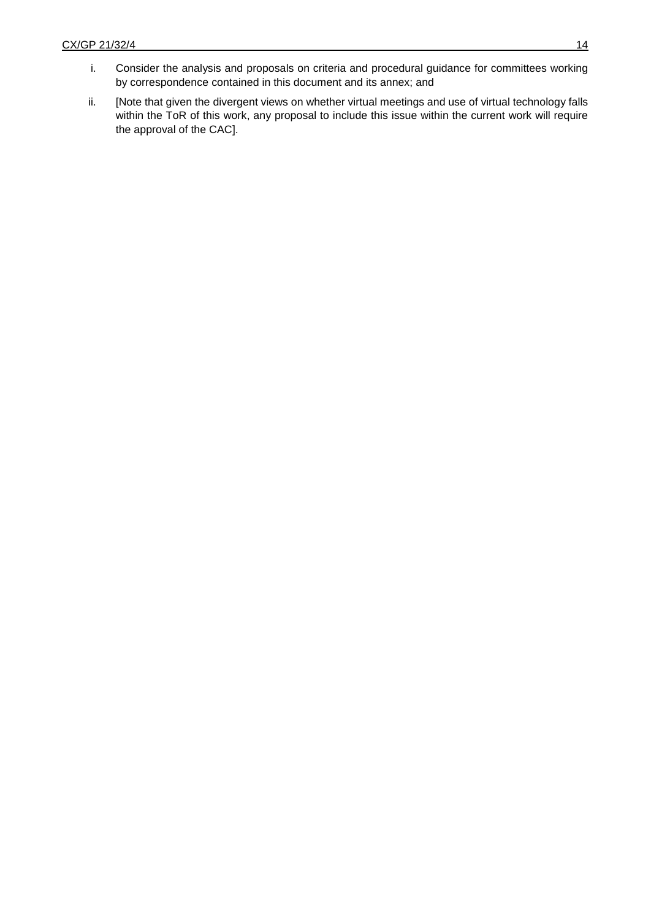i. Consider the analysis and proposals on criteria and procedural guidance for committees working by correspondence contained in this document and its annex; and

ii. [Note that given the divergent views on whether virtual meetings and use of virtual technology falls within the ToR of this work, any proposal to include this issue within the current work will require the approval of the CAC].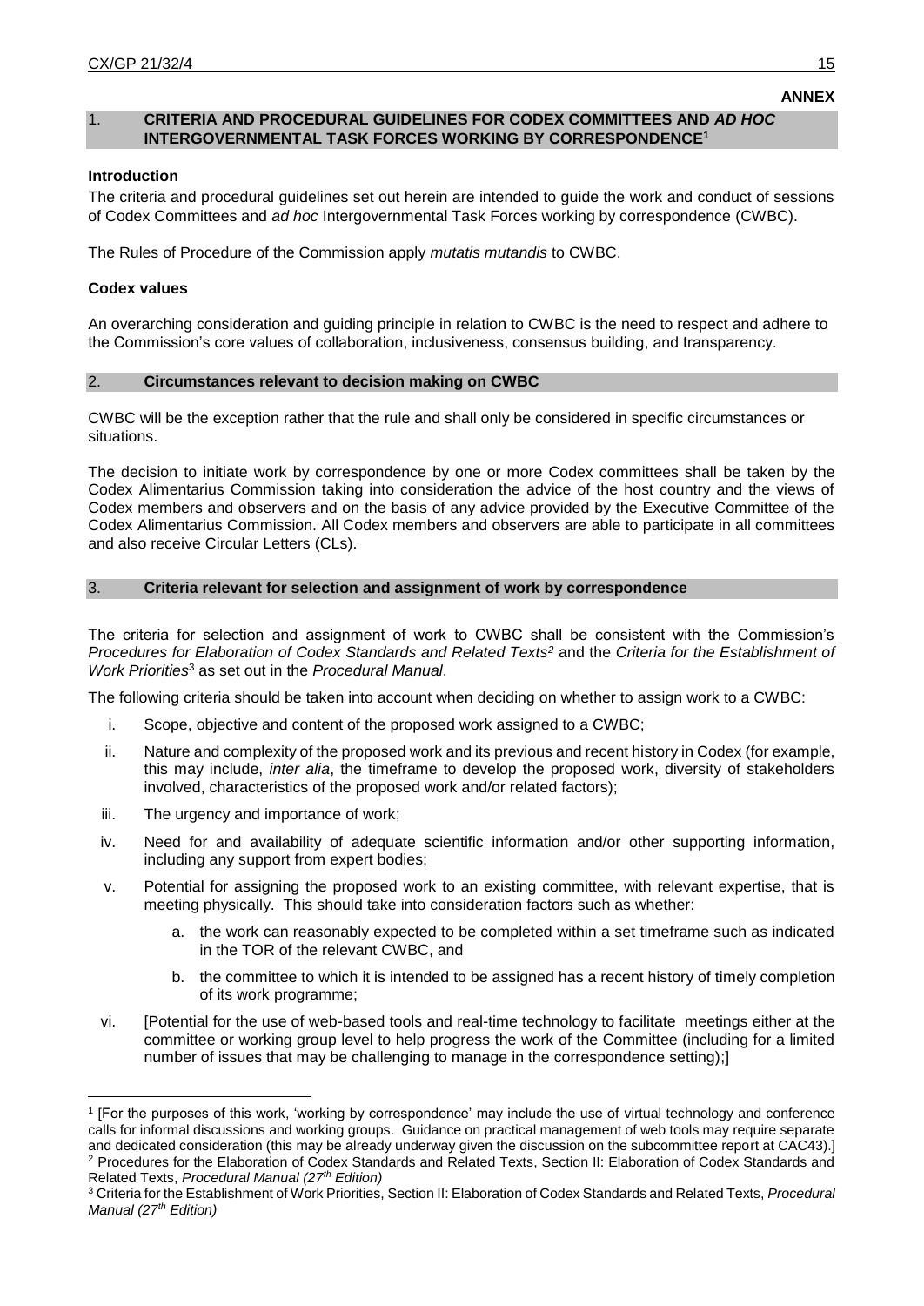**ANNEX**

## 1. CRITERIA AND PROCEDURAL GUIDELINES FOR CODEX COMMITTEES AND *AD HOC* INTERGOVERNMENTAL TASK FORCES WORKING BY CORRESPONDENCE[1]

### Introduction

The criteria and procedural guidelines set out herein are intended to guide the work and conduct of sessions of Codex Committees and *ad hoc* Intergovernmental Task Forces working by correspondence (CWBC).

The Rules of Procedure of the Commission apply *mutatis mutandis* to CWBC.

### Codex values

An overarching consideration and guiding principle in relation to CWBC is the need to respect and adhere to the Commission's core values of collaboration, inclusiveness, consensus building, and transparency.

## 2. Circumstances relevant to decision making on CWBC

CWBC will be the exception rather that the rule and shall only be considered in specific circumstances or situations.

The decision to initiate work by correspondence by one or more Codex committees shall be taken by the Codex Alimentarius Commission taking into consideration the advice of the host country and the views of Codex members and observers and on the basis of any advice provided by the Executive Committee of the Codex Alimentarius Commission. All Codex members and observers are able to participate in all committees and also receive Circular Letters (CLs).

## 3. Criteria relevant for selection and assignment of work by correspondence

The criteria for selection and assignment of work to CWBC shall be consistent with the Commission's *Procedures for Elaboration of Codex Standards and Related Texts*[2] and the *Criteria for the Establishment of Work Priorities*[3] as set out in the *Procedural Manual*.

The following criteria should be taken into account when deciding on whether to assign work to a CWBC:

i. Scope, objective and content of the proposed work assigned to a CWBC;

ii. Nature and complexity of the proposed work and its previous and recent history in Codex (for example, this may include, *inter alia*, the timeframe to develop the proposed work, diversity of stakeholders involved, characteristics of the proposed work and/or related factors);

iii. The urgency and importance of work;

iv. Need for and availability of adequate scientific information and/or other supporting information, including any support from expert bodies;

v. Potential for assigning the proposed work to an existing committee, with relevant expertise, that is meeting physically. This should take into consideration factors such as whether:

   a. the work can reasonably expected to be completed within a set timeframe such as indicated in the TOR of the relevant CWBC, and

   b. the committee to which it is intended to be assigned has a recent history of timely completion of its work programme;

vi. [Potential for the use of web-based tools and real-time technology to facilitate meetings either at the committee or working group level to help progress the work of the Committee (including for a limited number of issues that may be challenging to manage in the correspondence setting);]

---

[1] [For the purposes of this work, 'working by correspondence' may include the use of virtual technology and conference calls for informal discussions and working groups. Guidance on practical management of web tools may require separate and dedicated consideration (this may be already underway given the discussion on the subcommittee report at CAC43).]

[2] Procedures for the Elaboration of Codex Standards and Related Texts, Section II: Elaboration of Codex Standards and Related Texts, *Procedural Manual (27th Edition)*

[3] Criteria for the Establishment of Work Priorities, Section II: Elaboration of Codex Standards and Related Texts, *Procedural Manual (27th Edition)*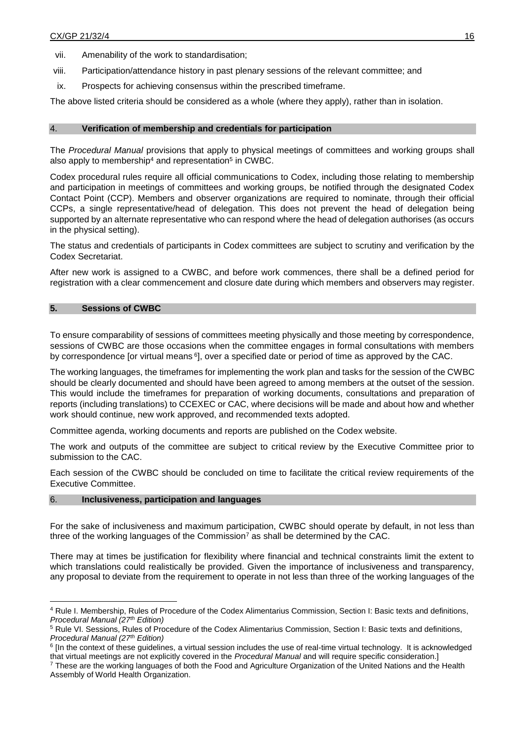vii. Amenability of the work to standardisation;

viii. Participation/attendance history in past plenary sessions of the relevant committee; and

ix. Prospects for achieving consensus within the prescribed timeframe.

The above listed criteria should be considered as a whole (where they apply), rather than in isolation.

## 4. Verification of membership and credentials for participation

The *Procedural Manual* provisions that apply to physical meetings of committees and working groups shall also apply to membership[4] and representation[5] in CWBC.

Codex procedural rules require all official communications to Codex, including those relating to membership and participation in meetings of committees and working groups, be notified through the designated Codex Contact Point (CCP). Members and observer organizations are required to nominate, through their official CCPs, a single representative/head of delegation. This does not prevent the head of delegation being supported by an alternate representative who can respond where the head of delegation authorises (as occurs in the physical setting).

The status and credentials of participants in Codex committees are subject to scrutiny and verification by the Codex Secretariat.

After new work is assigned to a CWBC, and before work commences, there shall be a defined period for registration with a clear commencement and closure date during which members and observers may register.

## 5. Sessions of CWBC

To ensure comparability of sessions of committees meeting physically and those meeting by correspondence, sessions of CWBC are those occasions when the committee engages in formal consultations with members by correspondence [or virtual means [6]], over a specified date or period of time as approved by the CAC.

The working languages, the timeframes for implementing the work plan and tasks for the session of the CWBC should be clearly documented and should have been agreed to among members at the outset of the session. This would include the timeframes for preparation of working documents, consultations and preparation of reports (including translations) to CCEXEC or CAC, where decisions will be made and about how and whether work should continue, new work approved, and recommended texts adopted.

Committee agenda, working documents and reports are published on the Codex website.

The work and outputs of the committee are subject to critical review by the Executive Committee prior to submission to the CAC.

Each session of the CWBC should be concluded on time to facilitate the critical review requirements of the Executive Committee.

## 6. Inclusiveness, participation and languages

For the sake of inclusiveness and maximum participation, CWBC should operate by default, in not less than three of the working languages of the Commission[7] as shall be determined by the CAC.

There may at times be justification for flexibility where financial and technical constraints limit the extent to which translations could realistically be provided. Given the importance of inclusiveness and transparency, any proposal to deviate from the requirement to operate in not less than three of the working languages of the

---

[4] Rule I. Membership, Rules of Procedure of the Codex Alimentarius Commission, Section I: Basic texts and definitions, *Procedural Manual (27th Edition)*

[5] Rule VI. Sessions, Rules of Procedure of the Codex Alimentarius Commission, Section I: Basic texts and definitions, *Procedural Manual (27th Edition)*

[6] [In the context of these guidelines, a virtual session includes the use of real-time virtual technology. It is acknowledged that virtual meetings are not explicitly covered in the *Procedural Manual* and will require specific consideration.]

[7] These are the working languages of both the Food and Agriculture Organization of the United Nations and the Health Assembly of World Health Organization.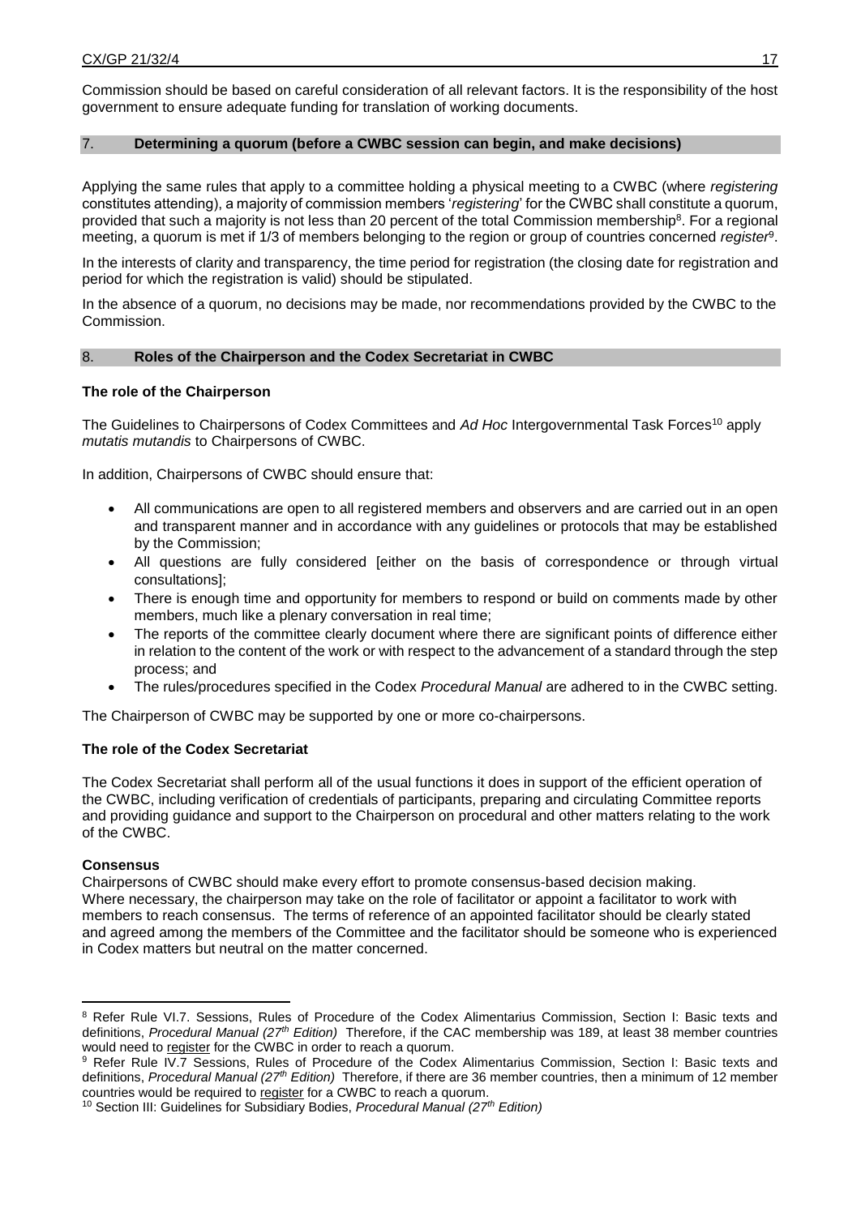Commission should be based on careful consideration of all relevant factors. It is the responsibility of the host government to ensure adequate funding for translation of working documents.

## 7. Determining a quorum (before a CWBC session can begin, and make decisions)

Applying the same rules that apply to a committee holding a physical meeting to a CWBC (where *registering* constitutes attending), a majority of commission members '*registering*' for the CWBC shall constitute a quorum, provided that such a majority is not less than 20 percent of the total Commission membership[8]. For a regional meeting, a quorum is met if 1/3 of members belonging to the region or group of countries concerned *register*[9].

In the interests of clarity and transparency, the time period for registration (the closing date for registration and period for which the registration is valid) should be stipulated.

In the absence of a quorum, no decisions may be made, nor recommendations provided by the CWBC to the Commission.

## 8. Roles of the Chairperson and the Codex Secretariat in CWBC

**The role of the Chairperson**

The Guidelines to Chairpersons of Codex Committees and *Ad Hoc* Intergovernmental Task Forces[10] apply *mutatis mutandis* to Chairpersons of CWBC.

In addition, Chairpersons of CWBC should ensure that:

- All communications are open to all registered members and observers and are carried out in an open and transparent manner and in accordance with any guidelines or protocols that may be established by the Commission;
- All questions are fully considered [either on the basis of correspondence or through virtual consultations];
- There is enough time and opportunity for members to respond or build on comments made by other members, much like a plenary conversation in real time;
- The reports of the committee clearly document where there are significant points of difference either in relation to the content of the work or with respect to the advancement of a standard through the step process; and
- The rules/procedures specified in the Codex *Procedural Manual* are adhered to in the CWBC setting.

The Chairperson of CWBC may be supported by one or more co-chairpersons.

**The role of the Codex Secretariat**

The Codex Secretariat shall perform all of the usual functions it does in support of the efficient operation of the CWBC, including verification of credentials of participants, preparing and circulating Committee reports and providing guidance and support to the Chairperson on procedural and other matters relating to the work of the CWBC.

**Consensus**

Chairpersons of CWBC should make every effort to promote consensus-based decision making. Where necessary, the chairperson may take on the role of facilitator or appoint a facilitator to work with members to reach consensus. The terms of reference of an appointed facilitator should be clearly stated and agreed among the members of the Committee and the facilitator should be someone who is experienced in Codex matters but neutral on the matter concerned.

---

[8] Refer Rule VI.7. Sessions, Rules of Procedure of the Codex Alimentarius Commission, Section I: Basic texts and definitions, *Procedural Manual (27th Edition)* Therefore, if the CAC membership was 189, at least 38 member countries would need to register for the CWBC in order to reach a quorum.

[9] Refer Rule IV.7 Sessions, Rules of Procedure of the Codex Alimentarius Commission, Section I: Basic texts and definitions, *Procedural Manual (27th Edition)* Therefore, if there are 36 member countries, then a minimum of 12 member countries would be required to register for a CWBC to reach a quorum.

[10] Section III: Guidelines for Subsidiary Bodies, *Procedural Manual (27th Edition)*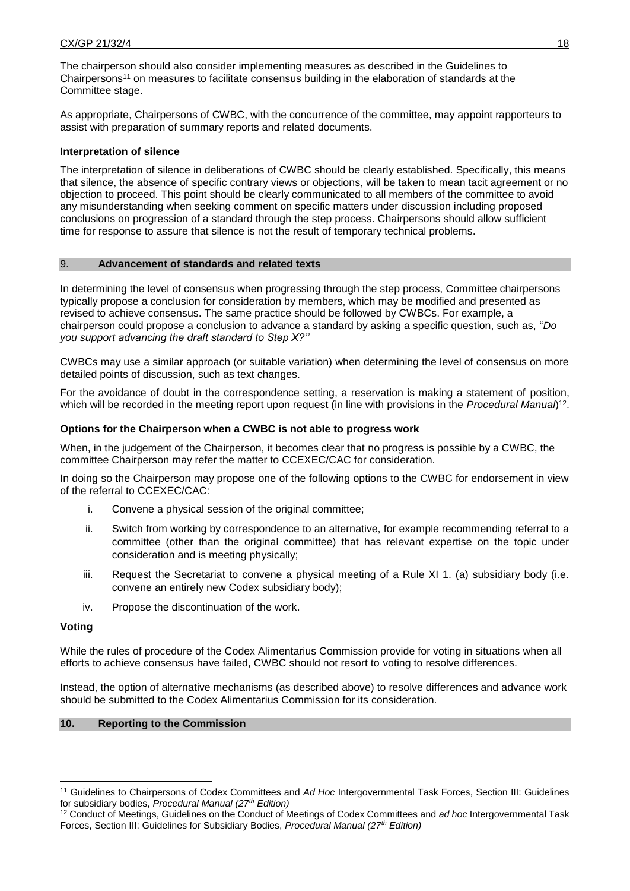The chairperson should also consider implementing measures as described in the Guidelines to Chairpersons[11] on measures to facilitate consensus building in the elaboration of standards at the Committee stage.

As appropriate, Chairpersons of CWBC, with the concurrence of the committee, may appoint rapporteurs to assist with preparation of summary reports and related documents.

**Interpretation of silence**

The interpretation of silence in deliberations of CWBC should be clearly established. Specifically, this means that silence, the absence of specific contrary views or objections, will be taken to mean tacit agreement or no objection to proceed. This point should be clearly communicated to all members of the committee to avoid any misunderstanding when seeking comment on specific matters under discussion including proposed conclusions on progression of a standard through the step process. Chairpersons should allow sufficient time for response to assure that silence is not the result of temporary technical problems.

## 9. Advancement of standards and related texts

In determining the level of consensus when progressing through the step process, Committee chairpersons typically propose a conclusion for consideration by members, which may be modified and presented as revised to achieve consensus. The same practice should be followed by CWBCs. For example, a chairperson could propose a conclusion to advance a standard by asking a specific question, such as, "*Do you support advancing the draft standard to Step X?''*

CWBCs may use a similar approach (or suitable variation) when determining the level of consensus on more detailed points of discussion, such as text changes.

For the avoidance of doubt in the correspondence setting, a reservation is making a statement of position, which will be recorded in the meeting report upon request (in line with provisions in the *Procedural Manual*)[12].

**Options for the Chairperson when a CWBC is not able to progress work**

When, in the judgement of the Chairperson, it becomes clear that no progress is possible by a CWBC, the committee Chairperson may refer the matter to CCEXEC/CAC for consideration.

In doing so the Chairperson may propose one of the following options to the CWBC for endorsement in view of the referral to CCEXEC/CAC:

i. Convene a physical session of the original committee;

ii. Switch from working by correspondence to an alternative, for example recommending referral to a committee (other than the original committee) that has relevant expertise on the topic under consideration and is meeting physically;

iii. Request the Secretariat to convene a physical meeting of a Rule XI 1. (a) subsidiary body (i.e. convene an entirely new Codex subsidiary body);

iv. Propose the discontinuation of the work.

**Voting**

While the rules of procedure of the Codex Alimentarius Commission provide for voting in situations when all efforts to achieve consensus have failed, CWBC should not resort to voting to resolve differences.

Instead, the option of alternative mechanisms (as described above) to resolve differences and advance work should be submitted to the Codex Alimentarius Commission for its consideration.

## 10. Reporting to the Commission

---

[11] Guidelines to Chairpersons of Codex Committees and *Ad Hoc* Intergovernmental Task Forces, Section III: Guidelines for subsidiary bodies, *Procedural Manual (27th Edition)*

[12] Conduct of Meetings, Guidelines on the Conduct of Meetings of Codex Committees and *ad hoc* Intergovernmental Task Forces, Section III: Guidelines for Subsidiary Bodies, *Procedural Manual (27th Edition)*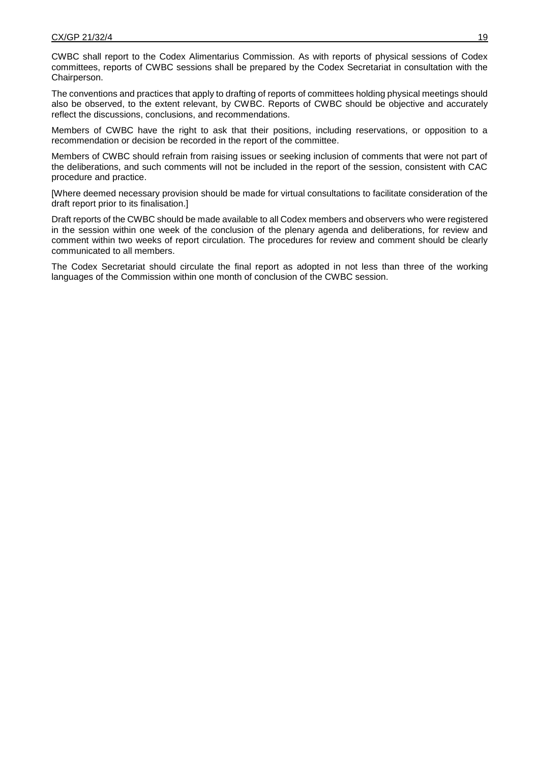CWBC shall report to the Codex Alimentarius Commission. As with reports of physical sessions of Codex committees, reports of CWBC sessions shall be prepared by the Codex Secretariat in consultation with the Chairperson.

The conventions and practices that apply to drafting of reports of committees holding physical meetings should also be observed, to the extent relevant, by CWBC. Reports of CWBC should be objective and accurately reflect the discussions, conclusions, and recommendations.

Members of CWBC have the right to ask that their positions, including reservations, or opposition to a recommendation or decision be recorded in the report of the committee.

Members of CWBC should refrain from raising issues or seeking inclusion of comments that were not part of the deliberations, and such comments will not be included in the report of the session, consistent with CAC procedure and practice.

[Where deemed necessary provision should be made for virtual consultations to facilitate consideration of the draft report prior to its finalisation.]

Draft reports of the CWBC should be made available to all Codex members and observers who were registered in the session within one week of the conclusion of the plenary agenda and deliberations, for review and comment within two weeks of report circulation. The procedures for review and comment should be clearly communicated to all members.

The Codex Secretariat should circulate the final report as adopted in not less than three of the working languages of the Commission within one month of conclusion of the CWBC session.